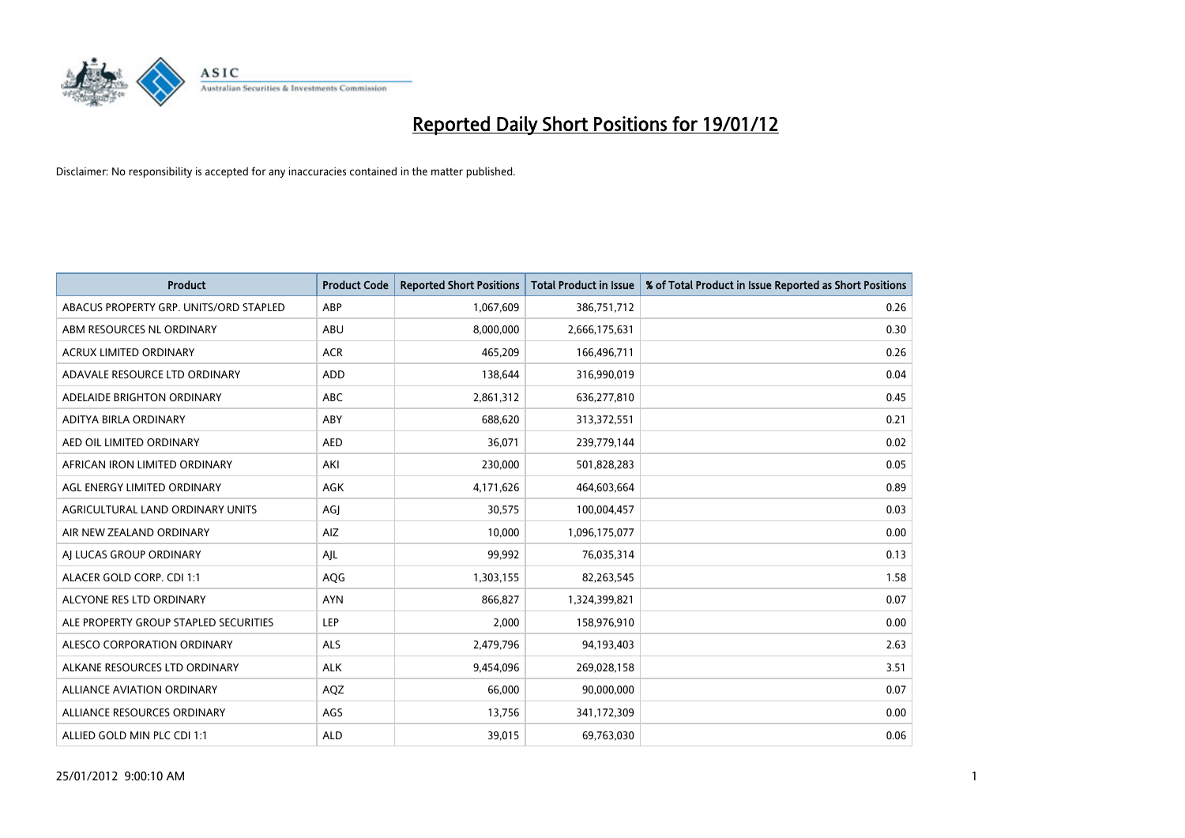# Reported Daily Short Positions for 19/01/12

Disclaimer: No responsibility is accepted for any inaccuracies contained in the matter published.

| Product | Product Code | Reported Short Positions | Total Product in Issue | % of Total Product in Issue Reported as Short Positions |
|---|---|---|---|---|
| ABACUS PROPERTY GRP. UNITS/ORD STAPLED | ABP | 1,067,609 | 386,751,712 | 0.26 |
| ABM RESOURCES NL ORDINARY | ABU | 8,000,000 | 2,666,175,631 | 0.30 |
| ACRUX LIMITED ORDINARY | ACR | 465,209 | 166,496,711 | 0.26 |
| ADAVALE RESOURCE LTD ORDINARY | ADD | 138,644 | 316,990,019 | 0.04 |
| ADELAIDE BRIGHTON ORDINARY | ABC | 2,861,312 | 636,277,810 | 0.45 |
| ADITYA BIRLA ORDINARY | ABY | 688,620 | 313,372,551 | 0.21 |
| AED OIL LIMITED ORDINARY | AED | 36,071 | 239,779,144 | 0.02 |
| AFRICAN IRON LIMITED ORDINARY | AKI | 230,000 | 501,828,283 | 0.05 |
| AGL ENERGY LIMITED ORDINARY | AGK | 4,171,626 | 464,603,664 | 0.89 |
| AGRICULTURAL LAND ORDINARY UNITS | AGJ | 30,575 | 100,004,457 | 0.03 |
| AIR NEW ZEALAND ORDINARY | AIZ | 10,000 | 1,096,175,077 | 0.00 |
| AJ LUCAS GROUP ORDINARY | AJL | 99,992 | 76,035,314 | 0.13 |
| ALACER GOLD CORP. CDI 1:1 | AQG | 1,303,155 | 82,263,545 | 1.58 |
| ALCYONE RES LTD ORDINARY | AYN | 866,827 | 1,324,399,821 | 0.07 |
| ALE PROPERTY GROUP STAPLED SECURITIES | LEP | 2,000 | 158,976,910 | 0.00 |
| ALESCO CORPORATION ORDINARY | ALS | 2,479,796 | 94,193,403 | 2.63 |
| ALKANE RESOURCES LTD ORDINARY | ALK | 9,454,096 | 269,028,158 | 3.51 |
| ALLIANCE AVIATION ORDINARY | AQZ | 66,000 | 90,000,000 | 0.07 |
| ALLIANCE RESOURCES ORDINARY | AGS | 13,756 | 341,172,309 | 0.00 |
| ALLIED GOLD MIN PLC CDI 1:1 | ALD | 39,015 | 69,763,030 | 0.06 |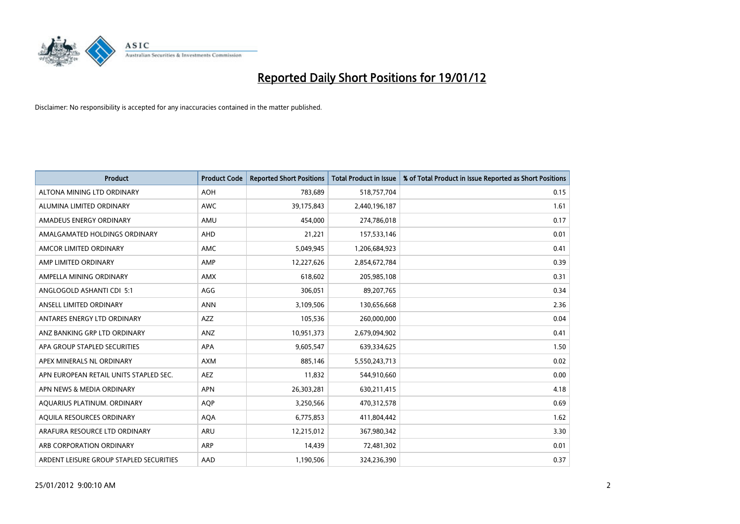# Reported Daily Short Positions for 19/01/12

Disclaimer: No responsibility is accepted for any inaccuracies contained in the matter published.

| Product | Product Code | Reported Short Positions | Total Product in Issue | % of Total Product in Issue Reported as Short Positions |
|---|---|---|---|---|
| ALTONA MINING LTD ORDINARY | AOH | 783,689 | 518,757,704 | 0.15 |
| ALUMINA LIMITED ORDINARY | AWC | 39,175,843 | 2,440,196,187 | 1.61 |
| AMADEUS ENERGY ORDINARY | AMU | 454,000 | 274,786,018 | 0.17 |
| AMALGAMATED HOLDINGS ORDINARY | AHD | 21,221 | 157,533,146 | 0.01 |
| AMCOR LIMITED ORDINARY | AMC | 5,049,945 | 1,206,684,923 | 0.41 |
| AMP LIMITED ORDINARY | AMP | 12,227,626 | 2,854,672,784 | 0.39 |
| AMPELLA MINING ORDINARY | AMX | 618,602 | 205,985,108 | 0.31 |
| ANGLOGOLD ASHANTI CDI 5:1 | AGG | 306,051 | 89,207,765 | 0.34 |
| ANSELL LIMITED ORDINARY | ANN | 3,109,506 | 130,656,668 | 2.36 |
| ANTARES ENERGY LTD ORDINARY | AZZ | 105,536 | 260,000,000 | 0.04 |
| ANZ BANKING GRP LTD ORDINARY | ANZ | 10,951,373 | 2,679,094,902 | 0.41 |
| APA GROUP STAPLED SECURITIES | APA | 9,605,547 | 639,334,625 | 1.50 |
| APEX MINERALS NL ORDINARY | AXM | 885,146 | 5,550,243,713 | 0.02 |
| APN EUROPEAN RETAIL UNITS STAPLED SEC. | AEZ | 11,832 | 544,910,660 | 0.00 |
| APN NEWS & MEDIA ORDINARY | APN | 26,303,281 | 630,211,415 | 4.18 |
| AQUARIUS PLATINUM. ORDINARY | AQP | 3,250,566 | 470,312,578 | 0.69 |
| AQUILA RESOURCES ORDINARY | AQA | 6,775,853 | 411,804,442 | 1.62 |
| ARAFURA RESOURCE LTD ORDINARY | ARU | 12,215,012 | 367,980,342 | 3.30 |
| ARB CORPORATION ORDINARY | ARP | 14,439 | 72,481,302 | 0.01 |
| ARDENT LEISURE GROUP STAPLED SECURITIES | AAD | 1,190,506 | 324,236,390 | 0.37 |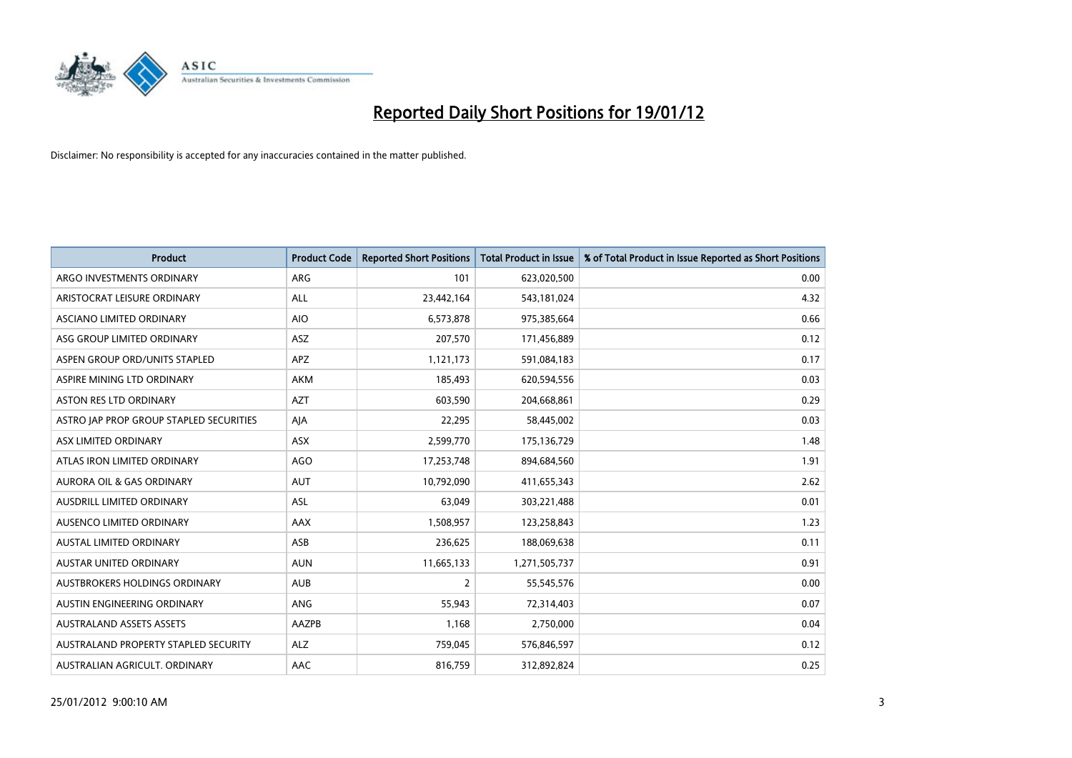# Reported Daily Short Positions for 19/01/12

Disclaimer: No responsibility is accepted for any inaccuracies contained in the matter published.

| Product | Product Code | Reported Short Positions | Total Product in Issue | % of Total Product in Issue Reported as Short Positions |
|---|---|---|---|---|
| ARGO INVESTMENTS ORDINARY | ARG | 101 | 623,020,500 | 0.00 |
| ARISTOCRAT LEISURE ORDINARY | ALL | 23,442,164 | 543,181,024 | 4.32 |
| ASCIANO LIMITED ORDINARY | AIO | 6,573,878 | 975,385,664 | 0.66 |
| ASG GROUP LIMITED ORDINARY | ASZ | 207,570 | 171,456,889 | 0.12 |
| ASPEN GROUP ORD/UNITS STAPLED | APZ | 1,121,173 | 591,084,183 | 0.17 |
| ASPIRE MINING LTD ORDINARY | AKM | 185,493 | 620,594,556 | 0.03 |
| ASTON RES LTD ORDINARY | AZT | 603,590 | 204,668,861 | 0.29 |
| ASTRO JAP PROP GROUP STAPLED SECURITIES | AJA | 22,295 | 58,445,002 | 0.03 |
| ASX LIMITED ORDINARY | ASX | 2,599,770 | 175,136,729 | 1.48 |
| ATLAS IRON LIMITED ORDINARY | AGO | 17,253,748 | 894,684,560 | 1.91 |
| AURORA OIL & GAS ORDINARY | AUT | 10,792,090 | 411,655,343 | 2.62 |
| AUSDRILL LIMITED ORDINARY | ASL | 63,049 | 303,221,488 | 0.01 |
| AUSENCO LIMITED ORDINARY | AAX | 1,508,957 | 123,258,843 | 1.23 |
| AUSTAL LIMITED ORDINARY | ASB | 236,625 | 188,069,638 | 0.11 |
| AUSTAR UNITED ORDINARY | AUN | 11,665,133 | 1,271,505,737 | 0.91 |
| AUSTBROKERS HOLDINGS ORDINARY | AUB | 2 | 55,545,576 | 0.00 |
| AUSTIN ENGINEERING ORDINARY | ANG | 55,943 | 72,314,403 | 0.07 |
| AUSTRALAND ASSETS ASSETS | AAZPB | 1,168 | 2,750,000 | 0.04 |
| AUSTRALAND PROPERTY STAPLED SECURITY | ALZ | 759,045 | 576,846,597 | 0.12 |
| AUSTRALIAN AGRICULT. ORDINARY | AAC | 816,759 | 312,892,824 | 0.25 |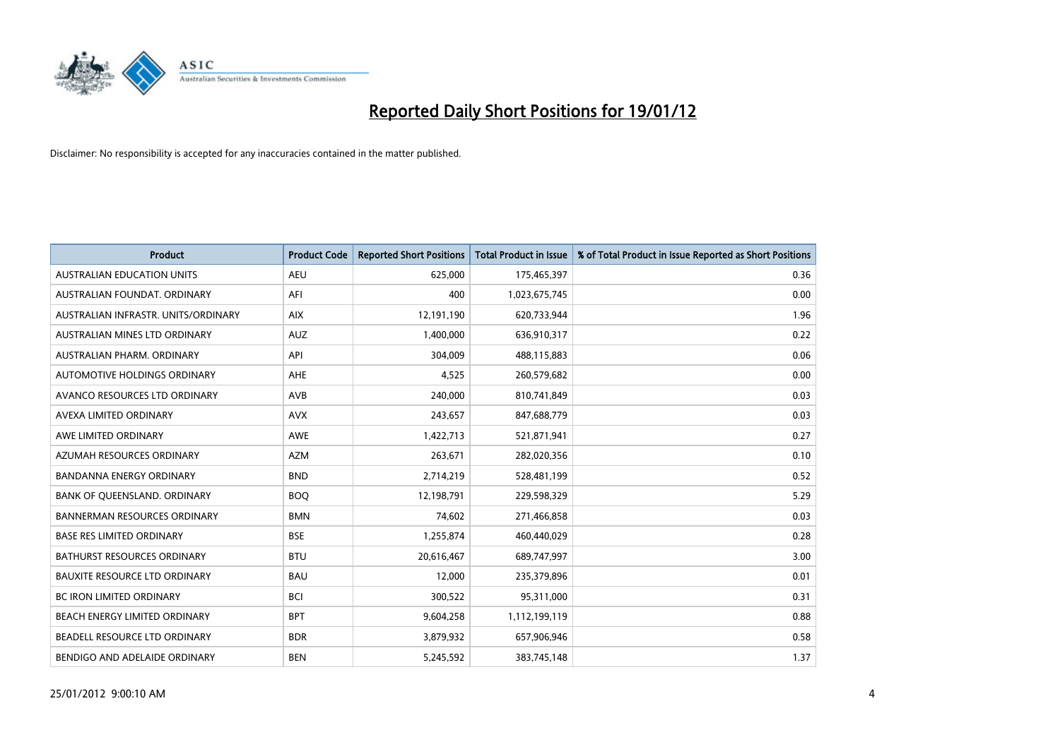# Reported Daily Short Positions for 19/01/12

Disclaimer: No responsibility is accepted for any inaccuracies contained in the matter published.

| Product | Product Code | Reported Short Positions | Total Product in Issue | % of Total Product in Issue Reported as Short Positions |
|---|---|---|---|---|
| AUSTRALIAN EDUCATION UNITS | AEU | 625,000 | 175,465,397 | 0.36 |
| AUSTRALIAN FOUNDAT. ORDINARY | AFI | 400 | 1,023,675,745 | 0.00 |
| AUSTRALIAN INFRASTR. UNITS/ORDINARY | AIX | 12,191,190 | 620,733,944 | 1.96 |
| AUSTRALIAN MINES LTD ORDINARY | AUZ | 1,400,000 | 636,910,317 | 0.22 |
| AUSTRALIAN PHARM. ORDINARY | API | 304,009 | 488,115,883 | 0.06 |
| AUTOMOTIVE HOLDINGS ORDINARY | AHE | 4,525 | 260,579,682 | 0.00 |
| AVANCO RESOURCES LTD ORDINARY | AVB | 240,000 | 810,741,849 | 0.03 |
| AVEXA LIMITED ORDINARY | AVX | 243,657 | 847,688,779 | 0.03 |
| AWE LIMITED ORDINARY | AWE | 1,422,713 | 521,871,941 | 0.27 |
| AZUMAH RESOURCES ORDINARY | AZM | 263,671 | 282,020,356 | 0.10 |
| BANDANNA ENERGY ORDINARY | BND | 2,714,219 | 528,481,199 | 0.52 |
| BANK OF QUEENSLAND. ORDINARY | BOQ | 12,198,791 | 229,598,329 | 5.29 |
| BANNERMAN RESOURCES ORDINARY | BMN | 74,602 | 271,466,858 | 0.03 |
| BASE RES LIMITED ORDINARY | BSE | 1,255,874 | 460,440,029 | 0.28 |
| BATHURST RESOURCES ORDINARY | BTU | 20,616,467 | 689,747,997 | 3.00 |
| BAUXITE RESOURCE LTD ORDINARY | BAU | 12,000 | 235,379,896 | 0.01 |
| BC IRON LIMITED ORDINARY | BCI | 300,522 | 95,311,000 | 0.31 |
| BEACH ENERGY LIMITED ORDINARY | BPT | 9,604,258 | 1,112,199,119 | 0.88 |
| BEADELL RESOURCE LTD ORDINARY | BDR | 3,879,932 | 657,906,946 | 0.58 |
| BENDIGO AND ADELAIDE ORDINARY | BEN | 5,245,592 | 383,745,148 | 1.37 |

25/01/2012 9:00:10 AM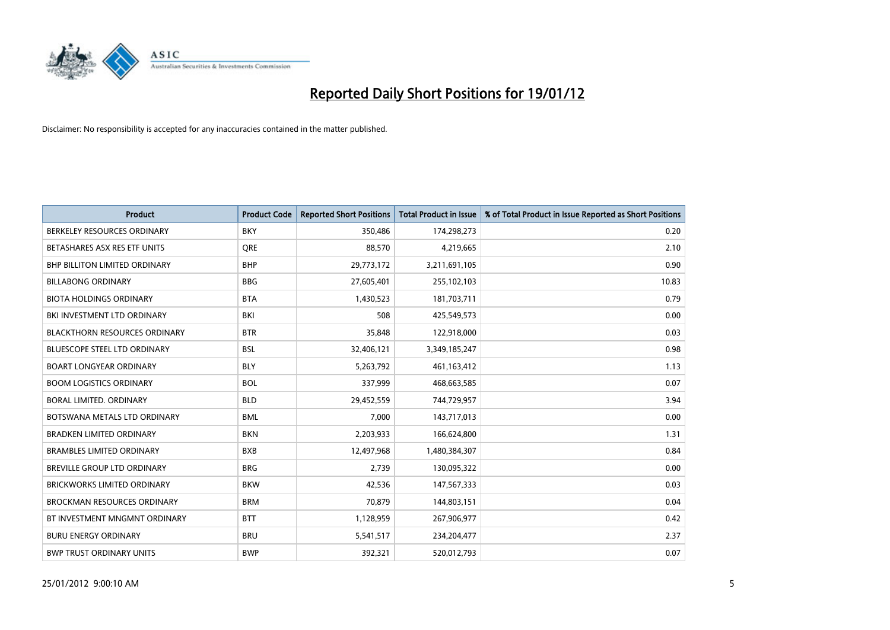# Reported Daily Short Positions for 19/01/12

Disclaimer: No responsibility is accepted for any inaccuracies contained in the matter published.

| Product | Product Code | Reported Short Positions | Total Product in Issue | % of Total Product in Issue Reported as Short Positions |
|---|---|---|---|---|
| BERKELEY RESOURCES ORDINARY | BKY | 350,486 | 174,298,273 | 0.20 |
| BETASHARES ASX RES ETF UNITS | QRE | 88,570 | 4,219,665 | 2.10 |
| BHP BILLITON LIMITED ORDINARY | BHP | 29,773,172 | 3,211,691,105 | 0.90 |
| BILLABONG ORDINARY | BBG | 27,605,401 | 255,102,103 | 10.83 |
| BIOTA HOLDINGS ORDINARY | BTA | 1,430,523 | 181,703,711 | 0.79 |
| BKI INVESTMENT LTD ORDINARY | BKI | 508 | 425,549,573 | 0.00 |
| BLACKTHORN RESOURCES ORDINARY | BTR | 35,848 | 122,918,000 | 0.03 |
| BLUESCOPE STEEL LTD ORDINARY | BSL | 32,406,121 | 3,349,185,247 | 0.98 |
| BOART LONGYEAR ORDINARY | BLY | 5,263,792 | 461,163,412 | 1.13 |
| BOOM LOGISTICS ORDINARY | BOL | 337,999 | 468,663,585 | 0.07 |
| BORAL LIMITED. ORDINARY | BLD | 29,452,559 | 744,729,957 | 3.94 |
| BOTSWANA METALS LTD ORDINARY | BML | 7,000 | 143,717,013 | 0.00 |
| BRADKEN LIMITED ORDINARY | BKN | 2,203,933 | 166,624,800 | 1.31 |
| BRAMBLES LIMITED ORDINARY | BXB | 12,497,968 | 1,480,384,307 | 0.84 |
| BREVILLE GROUP LTD ORDINARY | BRG | 2,739 | 130,095,322 | 0.00 |
| BRICKWORKS LIMITED ORDINARY | BKW | 42,536 | 147,567,333 | 0.03 |
| BROCKMAN RESOURCES ORDINARY | BRM | 70,879 | 144,803,151 | 0.04 |
| BT INVESTMENT MNGMNT ORDINARY | BTT | 1,128,959 | 267,906,977 | 0.42 |
| BURU ENERGY ORDINARY | BRU | 5,541,517 | 234,204,477 | 2.37 |
| BWP TRUST ORDINARY UNITS | BWP | 392,321 | 520,012,793 | 0.07 |

25/01/2012 9:00:10 AM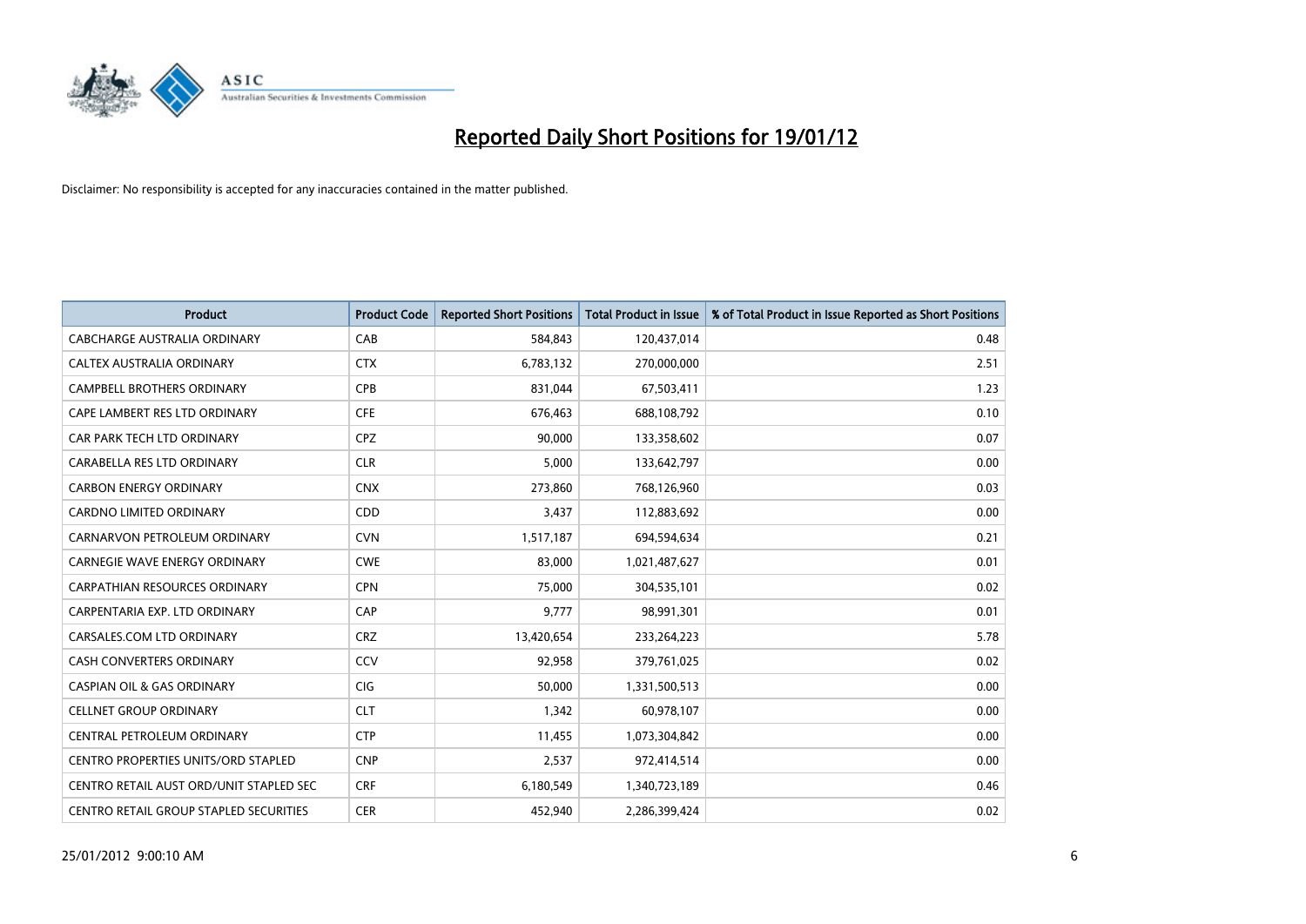# Reported Daily Short Positions for 19/01/12

Disclaimer: No responsibility is accepted for any inaccuracies contained in the matter published.

| Product | Product Code | Reported Short Positions | Total Product in Issue | % of Total Product in Issue Reported as Short Positions |
|---|---|---|---|---|
| CABCHARGE AUSTRALIA ORDINARY | CAB | 584,843 | 120,437,014 | 0.48 |
| CALTEX AUSTRALIA ORDINARY | CTX | 6,783,132 | 270,000,000 | 2.51 |
| CAMPBELL BROTHERS ORDINARY | CPB | 831,044 | 67,503,411 | 1.23 |
| CAPE LAMBERT RES LTD ORDINARY | CFE | 676,463 | 688,108,792 | 0.10 |
| CAR PARK TECH LTD ORDINARY | CPZ | 90,000 | 133,358,602 | 0.07 |
| CARABELLA RES LTD ORDINARY | CLR | 5,000 | 133,642,797 | 0.00 |
| CARBON ENERGY ORDINARY | CNX | 273,860 | 768,126,960 | 0.03 |
| CARDNO LIMITED ORDINARY | CDD | 3,437 | 112,883,692 | 0.00 |
| CARNARVON PETROLEUM ORDINARY | CVN | 1,517,187 | 694,594,634 | 0.21 |
| CARNEGIE WAVE ENERGY ORDINARY | CWE | 83,000 | 1,021,487,627 | 0.01 |
| CARPATHIAN RESOURCES ORDINARY | CPN | 75,000 | 304,535,101 | 0.02 |
| CARPENTARIA EXP. LTD ORDINARY | CAP | 9,777 | 98,991,301 | 0.01 |
| CARSALES.COM LTD ORDINARY | CRZ | 13,420,654 | 233,264,223 | 5.78 |
| CASH CONVERTERS ORDINARY | CCV | 92,958 | 379,761,025 | 0.02 |
| CASPIAN OIL & GAS ORDINARY | CIG | 50,000 | 1,331,500,513 | 0.00 |
| CELLNET GROUP ORDINARY | CLT | 1,342 | 60,978,107 | 0.00 |
| CENTRAL PETROLEUM ORDINARY | CTP | 11,455 | 1,073,304,842 | 0.00 |
| CENTRO PROPERTIES UNITS/ORD STAPLED | CNP | 2,537 | 972,414,514 | 0.00 |
| CENTRO RETAIL AUST ORD/UNIT STAPLED SEC | CRF | 6,180,549 | 1,340,723,189 | 0.46 |
| CENTRO RETAIL GROUP STAPLED SECURITIES | CER | 452,940 | 2,286,399,424 | 0.02 |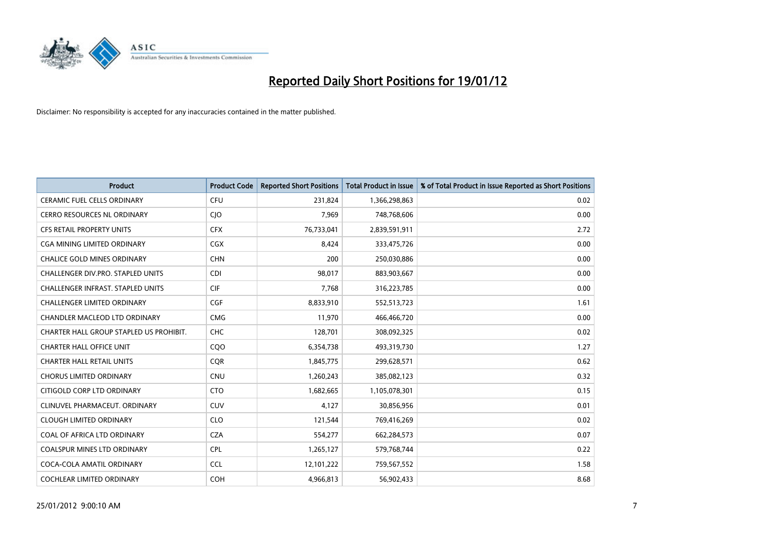# Reported Daily Short Positions for 19/01/12

Disclaimer: No responsibility is accepted for any inaccuracies contained in the matter published.

| Product | Product Code | Reported Short Positions | Total Product in Issue | % of Total Product in Issue Reported as Short Positions |
|---|---|---|---|---|
| CERAMIC FUEL CELLS ORDINARY | CFU | 231,824 | 1,366,298,863 | 0.02 |
| CERRO RESOURCES NL ORDINARY | CJO | 7,969 | 748,768,606 | 0.00 |
| CFS RETAIL PROPERTY UNITS | CFX | 76,733,041 | 2,839,591,911 | 2.72 |
| CGA MINING LIMITED ORDINARY | CGX | 8,424 | 333,475,726 | 0.00 |
| CHALICE GOLD MINES ORDINARY | CHN | 200 | 250,030,886 | 0.00 |
| CHALLENGER DIV.PRO. STAPLED UNITS | CDI | 98,017 | 883,903,667 | 0.00 |
| CHALLENGER INFRAST. STAPLED UNITS | CIF | 7,768 | 316,223,785 | 0.00 |
| CHALLENGER LIMITED ORDINARY | CGF | 8,833,910 | 552,513,723 | 1.61 |
| CHANDLER MACLEOD LTD ORDINARY | CMG | 11,970 | 466,466,720 | 0.00 |
| CHARTER HALL GROUP STAPLED US PROHIBIT. | CHC | 128,701 | 308,092,325 | 0.02 |
| CHARTER HALL OFFICE UNIT | CQO | 6,354,738 | 493,319,730 | 1.27 |
| CHARTER HALL RETAIL UNITS | CQR | 1,845,775 | 299,628,571 | 0.62 |
| CHORUS LIMITED ORDINARY | CNU | 1,260,243 | 385,082,123 | 0.32 |
| CITIGOLD CORP LTD ORDINARY | CTO | 1,682,665 | 1,105,078,301 | 0.15 |
| CLINUVEL PHARMACEUT. ORDINARY | CUV | 4,127 | 30,856,956 | 0.01 |
| CLOUGH LIMITED ORDINARY | CLO | 121,544 | 769,416,269 | 0.02 |
| COAL OF AFRICA LTD ORDINARY | CZA | 554,277 | 662,284,573 | 0.07 |
| COALSPUR MINES LTD ORDINARY | CPL | 1,265,127 | 579,768,744 | 0.22 |
| COCA-COLA AMATIL ORDINARY | CCL | 12,101,222 | 759,567,552 | 1.58 |
| COCHLEAR LIMITED ORDINARY | COH | 4,966,813 | 56,902,433 | 8.68 |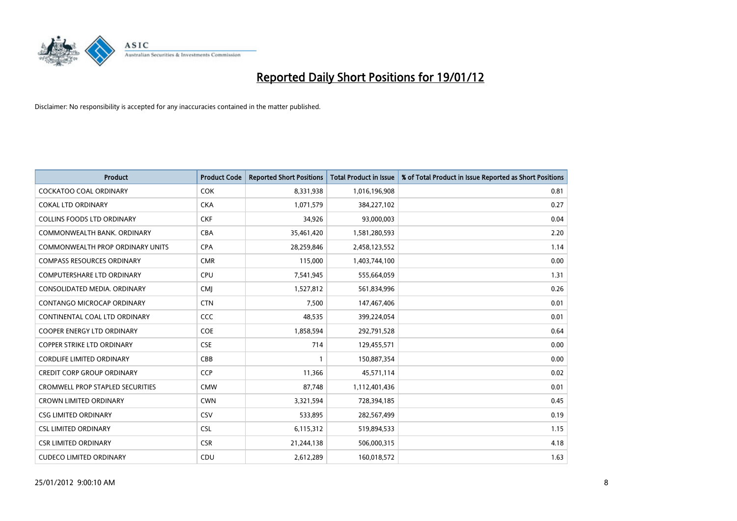# Reported Daily Short Positions for 19/01/12

Disclaimer: No responsibility is accepted for any inaccuracies contained in the matter published.

| Product | Product Code | Reported Short Positions | Total Product in Issue | % of Total Product in Issue Reported as Short Positions |
|---|---|---|---|---|
| COCKATOO COAL ORDINARY | COK | 8,331,938 | 1,016,196,908 | 0.81 |
| COKAL LTD ORDINARY | CKA | 1,071,579 | 384,227,102 | 0.27 |
| COLLINS FOODS LTD ORDINARY | CKF | 34,926 | 93,000,003 | 0.04 |
| COMMONWEALTH BANK. ORDINARY | CBA | 35,461,420 | 1,581,280,593 | 2.20 |
| COMMONWEALTH PROP ORDINARY UNITS | CPA | 28,259,846 | 2,458,123,552 | 1.14 |
| COMPASS RESOURCES ORDINARY | CMR | 115,000 | 1,403,744,100 | 0.00 |
| COMPUTERSHARE LTD ORDINARY | CPU | 7,541,945 | 555,664,059 | 1.31 |
| CONSOLIDATED MEDIA. ORDINARY | CMJ | 1,527,812 | 561,834,996 | 0.26 |
| CONTANGO MICROCAP ORDINARY | CTN | 7,500 | 147,467,406 | 0.01 |
| CONTINENTAL COAL LTD ORDINARY | CCC | 48,535 | 399,224,054 | 0.01 |
| COOPER ENERGY LTD ORDINARY | COE | 1,858,594 | 292,791,528 | 0.64 |
| COPPER STRIKE LTD ORDINARY | CSE | 714 | 129,455,571 | 0.00 |
| CORDLIFE LIMITED ORDINARY | CBB | 1 | 150,887,354 | 0.00 |
| CREDIT CORP GROUP ORDINARY | CCP | 11,366 | 45,571,114 | 0.02 |
| CROMWELL PROP STAPLED SECURITIES | CMW | 87,748 | 1,112,401,436 | 0.01 |
| CROWN LIMITED ORDINARY | CWN | 3,321,594 | 728,394,185 | 0.45 |
| CSG LIMITED ORDINARY | CSV | 533,895 | 282,567,499 | 0.19 |
| CSL LIMITED ORDINARY | CSL | 6,115,312 | 519,894,533 | 1.15 |
| CSR LIMITED ORDINARY | CSR | 21,244,138 | 506,000,315 | 4.18 |
| CUDECO LIMITED ORDINARY | CDU | 2,612,289 | 160,018,572 | 1.63 |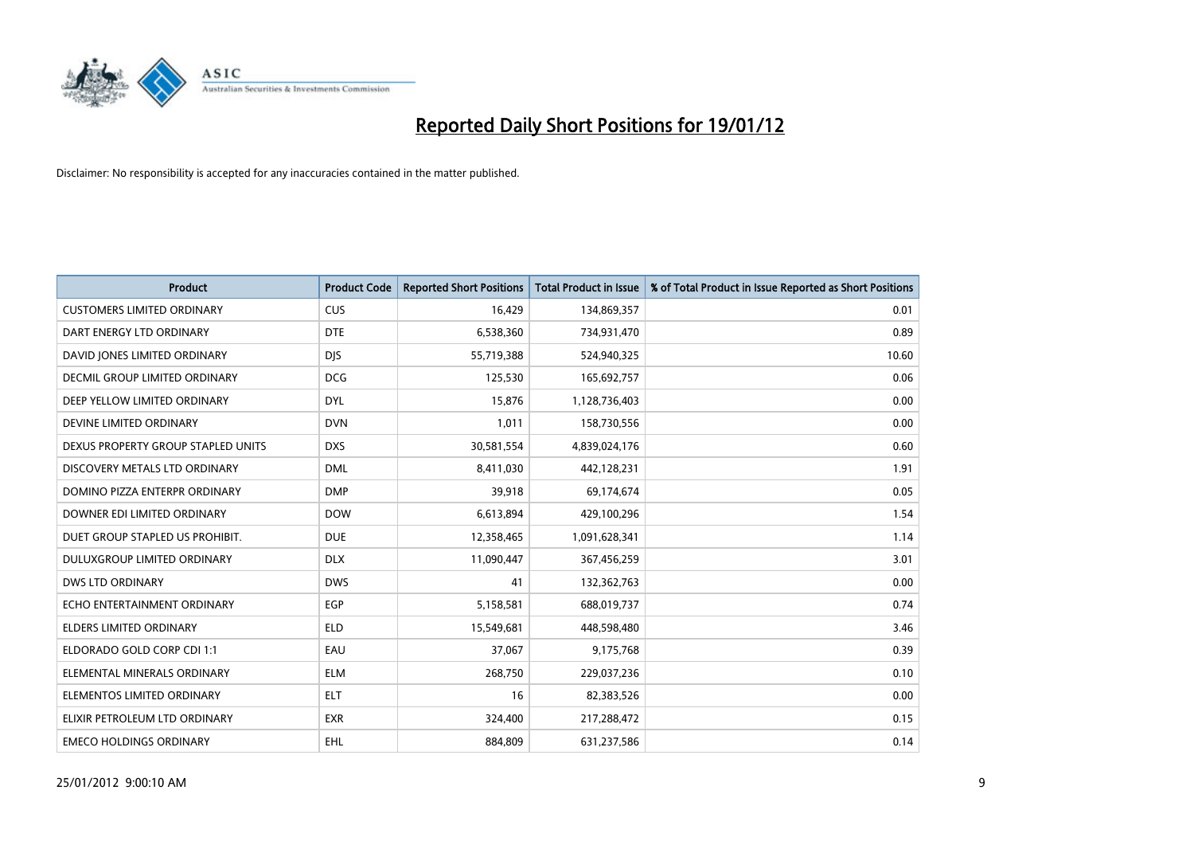# Reported Daily Short Positions for 19/01/12

Disclaimer: No responsibility is accepted for any inaccuracies contained in the matter published.

| Product | Product Code | Reported Short Positions | Total Product in Issue | % of Total Product in Issue Reported as Short Positions |
|---|---|---|---|---|
| CUSTOMERS LIMITED ORDINARY | CUS | 16,429 | 134,869,357 | 0.01 |
| DART ENERGY LTD ORDINARY | DTE | 6,538,360 | 734,931,470 | 0.89 |
| DAVID JONES LIMITED ORDINARY | DJS | 55,719,388 | 524,940,325 | 10.60 |
| DECMIL GROUP LIMITED ORDINARY | DCG | 125,530 | 165,692,757 | 0.06 |
| DEEP YELLOW LIMITED ORDINARY | DYL | 15,876 | 1,128,736,403 | 0.00 |
| DEVINE LIMITED ORDINARY | DVN | 1,011 | 158,730,556 | 0.00 |
| DEXUS PROPERTY GROUP STAPLED UNITS | DXS | 30,581,554 | 4,839,024,176 | 0.60 |
| DISCOVERY METALS LTD ORDINARY | DML | 8,411,030 | 442,128,231 | 1.91 |
| DOMINO PIZZA ENTERPR ORDINARY | DMP | 39,918 | 69,174,674 | 0.05 |
| DOWNER EDI LIMITED ORDINARY | DOW | 6,613,894 | 429,100,296 | 1.54 |
| DUET GROUP STAPLED US PROHIBIT. | DUE | 12,358,465 | 1,091,628,341 | 1.14 |
| DULUXGROUP LIMITED ORDINARY | DLX | 11,090,447 | 367,456,259 | 3.01 |
| DWS LTD ORDINARY | DWS | 41 | 132,362,763 | 0.00 |
| ECHO ENTERTAINMENT ORDINARY | EGP | 5,158,581 | 688,019,737 | 0.74 |
| ELDERS LIMITED ORDINARY | ELD | 15,549,681 | 448,598,480 | 3.46 |
| ELDORADO GOLD CORP CDI 1:1 | EAU | 37,067 | 9,175,768 | 0.39 |
| ELEMENTAL MINERALS ORDINARY | ELM | 268,750 | 229,037,236 | 0.10 |
| ELEMENTOS LIMITED ORDINARY | ELT | 16 | 82,383,526 | 0.00 |
| ELIXIR PETROLEUM LTD ORDINARY | EXR | 324,400 | 217,288,472 | 0.15 |
| EMECO HOLDINGS ORDINARY | EHL | 884,809 | 631,237,586 | 0.14 |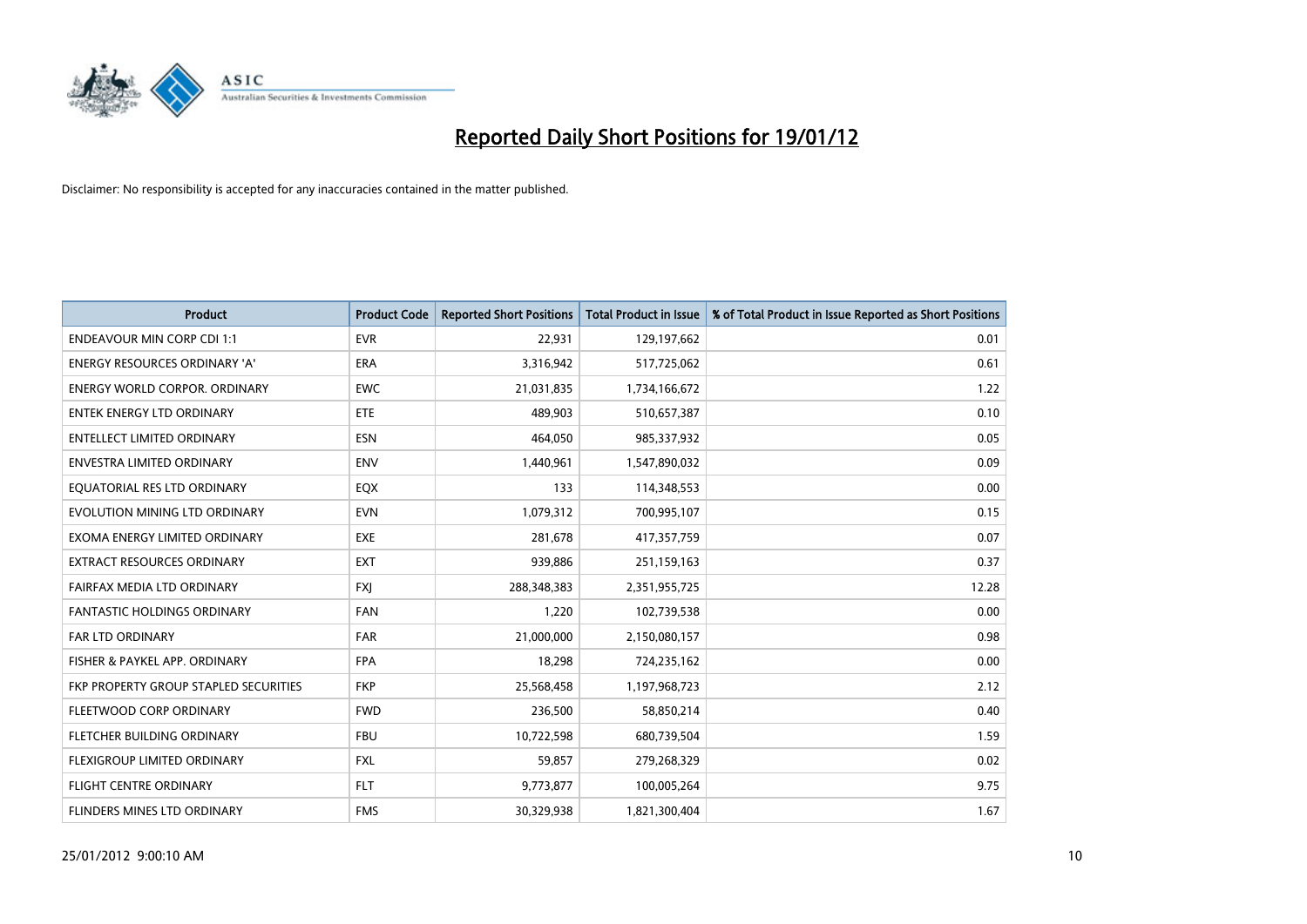# Reported Daily Short Positions for 19/01/12

Disclaimer: No responsibility is accepted for any inaccuracies contained in the matter published.

| Product | Product Code | Reported Short Positions | Total Product in Issue | % of Total Product in Issue Reported as Short Positions |
|---|---|---|---|---|
| ENDEAVOUR MIN CORP CDI 1:1 | EVR | 22,931 | 129,197,662 | 0.01 |
| ENERGY RESOURCES ORDINARY 'A' | ERA | 3,316,942 | 517,725,062 | 0.61 |
| ENERGY WORLD CORPOR. ORDINARY | EWC | 21,031,835 | 1,734,166,672 | 1.22 |
| ENTEK ENERGY LTD ORDINARY | ETE | 489,903 | 510,657,387 | 0.10 |
| ENTELLECT LIMITED ORDINARY | ESN | 464,050 | 985,337,932 | 0.05 |
| ENVESTRA LIMITED ORDINARY | ENV | 1,440,961 | 1,547,890,032 | 0.09 |
| EQUATORIAL RES LTD ORDINARY | EQX | 133 | 114,348,553 | 0.00 |
| EVOLUTION MINING LTD ORDINARY | EVN | 1,079,312 | 700,995,107 | 0.15 |
| EXOMA ENERGY LIMITED ORDINARY | EXE | 281,678 | 417,357,759 | 0.07 |
| EXTRACT RESOURCES ORDINARY | EXT | 939,886 | 251,159,163 | 0.37 |
| FAIRFAX MEDIA LTD ORDINARY | FXJ | 288,348,383 | 2,351,955,725 | 12.28 |
| FANTASTIC HOLDINGS ORDINARY | FAN | 1,220 | 102,739,538 | 0.00 |
| FAR LTD ORDINARY | FAR | 21,000,000 | 2,150,080,157 | 0.98 |
| FISHER & PAYKEL APP. ORDINARY | FPA | 18,298 | 724,235,162 | 0.00 |
| FKP PROPERTY GROUP STAPLED SECURITIES | FKP | 25,568,458 | 1,197,968,723 | 2.12 |
| FLEETWOOD CORP ORDINARY | FWD | 236,500 | 58,850,214 | 0.40 |
| FLETCHER BUILDING ORDINARY | FBU | 10,722,598 | 680,739,504 | 1.59 |
| FLEXIGROUP LIMITED ORDINARY | FXL | 59,857 | 279,268,329 | 0.02 |
| FLIGHT CENTRE ORDINARY | FLT | 9,773,877 | 100,005,264 | 9.75 |
| FLINDERS MINES LTD ORDINARY | FMS | 30,329,938 | 1,821,300,404 | 1.67 |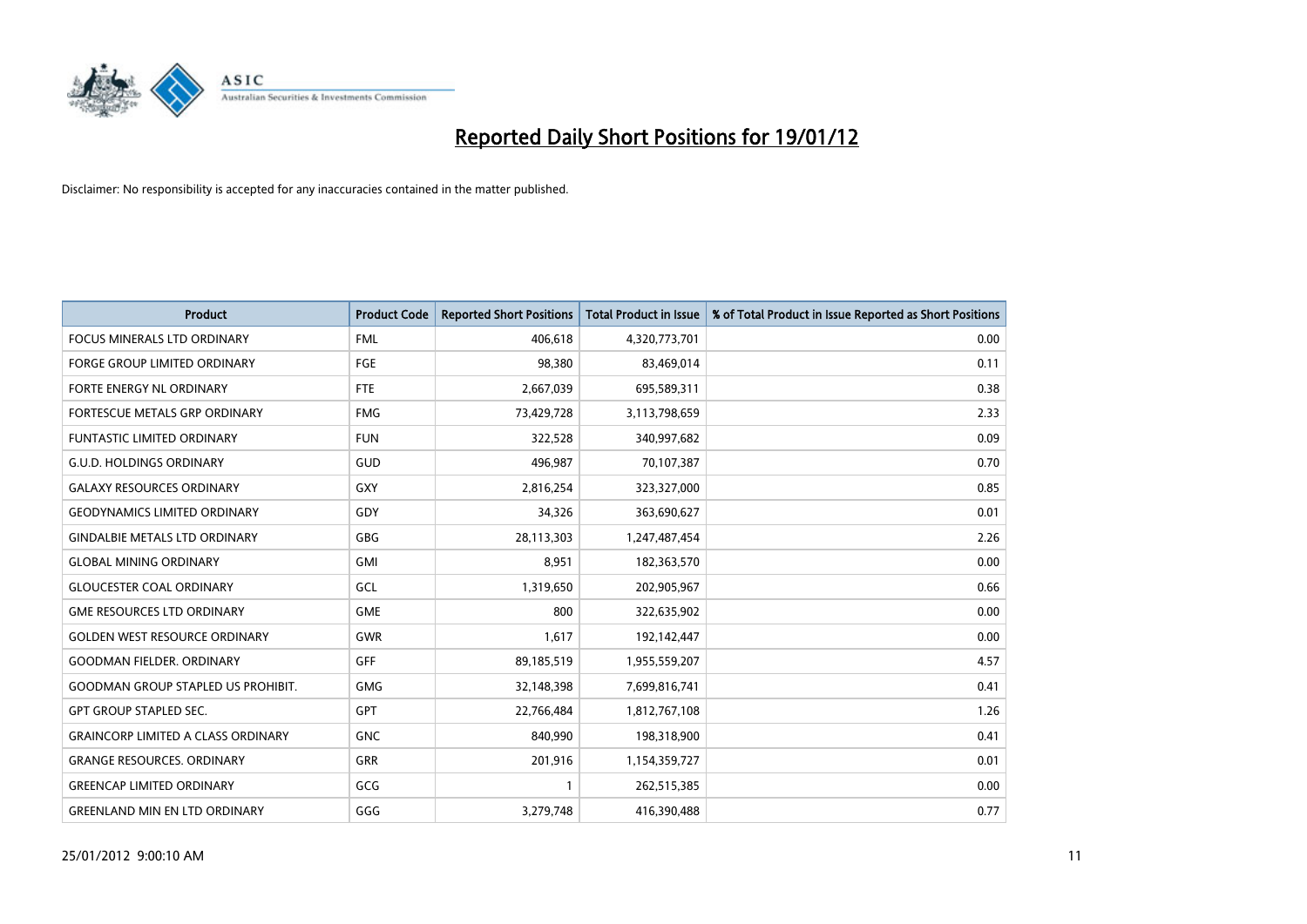# Reported Daily Short Positions for 19/01/12

Disclaimer: No responsibility is accepted for any inaccuracies contained in the matter published.

| Product | Product Code | Reported Short Positions | Total Product in Issue | % of Total Product in Issue Reported as Short Positions |
|---|---|---|---|---|
| FOCUS MINERALS LTD ORDINARY | FML | 406,618 | 4,320,773,701 | 0.00 |
| FORGE GROUP LIMITED ORDINARY | FGE | 98,380 | 83,469,014 | 0.11 |
| FORTE ENERGY NL ORDINARY | FTE | 2,667,039 | 695,589,311 | 0.38 |
| FORTESCUE METALS GRP ORDINARY | FMG | 73,429,728 | 3,113,798,659 | 2.33 |
| FUNTASTIC LIMITED ORDINARY | FUN | 322,528 | 340,997,682 | 0.09 |
| G.U.D. HOLDINGS ORDINARY | GUD | 496,987 | 70,107,387 | 0.70 |
| GALAXY RESOURCES ORDINARY | GXY | 2,816,254 | 323,327,000 | 0.85 |
| GEODYNAMICS LIMITED ORDINARY | GDY | 34,326 | 363,690,627 | 0.01 |
| GINDALBIE METALS LTD ORDINARY | GBG | 28,113,303 | 1,247,487,454 | 2.26 |
| GLOBAL MINING ORDINARY | GMI | 8,951 | 182,363,570 | 0.00 |
| GLOUCESTER COAL ORDINARY | GCL | 1,319,650 | 202,905,967 | 0.66 |
| GME RESOURCES LTD ORDINARY | GME | 800 | 322,635,902 | 0.00 |
| GOLDEN WEST RESOURCE ORDINARY | GWR | 1,617 | 192,142,447 | 0.00 |
| GOODMAN FIELDER. ORDINARY | GFF | 89,185,519 | 1,955,559,207 | 4.57 |
| GOODMAN GROUP STAPLED US PROHIBIT. | GMG | 32,148,398 | 7,699,816,741 | 0.41 |
| GPT GROUP STAPLED SEC. | GPT | 22,766,484 | 1,812,767,108 | 1.26 |
| GRAINCORP LIMITED A CLASS ORDINARY | GNC | 840,990 | 198,318,900 | 0.41 |
| GRANGE RESOURCES. ORDINARY | GRR | 201,916 | 1,154,359,727 | 0.01 |
| GREENCAP LIMITED ORDINARY | GCG | 1 | 262,515,385 | 0.00 |
| GREENLAND MIN EN LTD ORDINARY | GGG | 3,279,748 | 416,390,488 | 0.77 |

25/01/2012 9:00:10 AM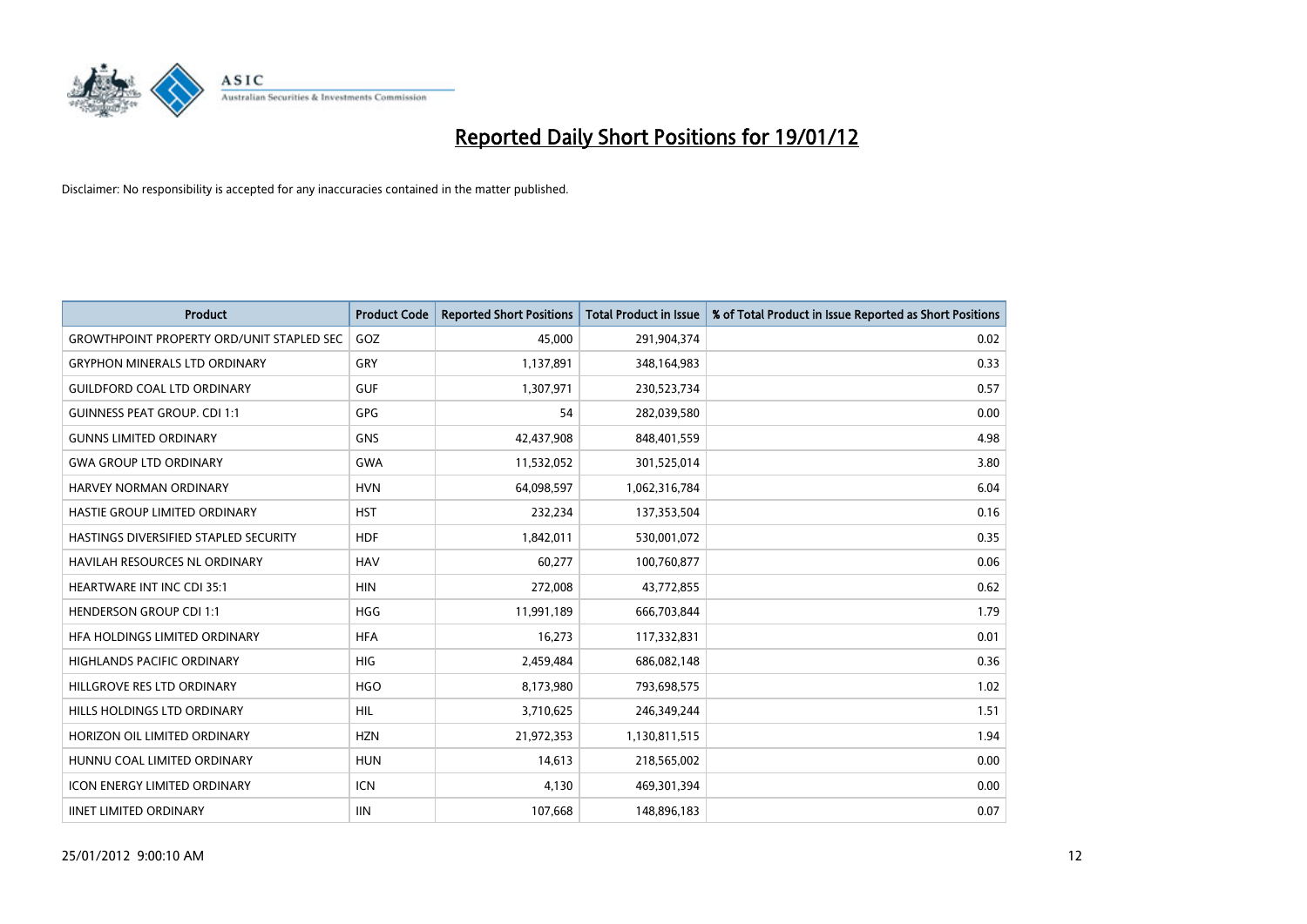# Reported Daily Short Positions for 19/01/12

Disclaimer: No responsibility is accepted for any inaccuracies contained in the matter published.

| Product | Product Code | Reported Short Positions | Total Product in Issue | % of Total Product in Issue Reported as Short Positions |
|---|---|---|---|---|
| GROWTHPOINT PROPERTY ORD/UNIT STAPLED SEC | GOZ | 45,000 | 291,904,374 | 0.02 |
| GRYPHON MINERALS LTD ORDINARY | GRY | 1,137,891 | 348,164,983 | 0.33 |
| GUILDFORD COAL LTD ORDINARY | GUF | 1,307,971 | 230,523,734 | 0.57 |
| GUINNESS PEAT GROUP. CDI 1:1 | GPG | 54 | 282,039,580 | 0.00 |
| GUNNS LIMITED ORDINARY | GNS | 42,437,908 | 848,401,559 | 4.98 |
| GWA GROUP LTD ORDINARY | GWA | 11,532,052 | 301,525,014 | 3.80 |
| HARVEY NORMAN ORDINARY | HVN | 64,098,597 | 1,062,316,784 | 6.04 |
| HASTIE GROUP LIMITED ORDINARY | HST | 232,234 | 137,353,504 | 0.16 |
| HASTINGS DIVERSIFIED STAPLED SECURITY | HDF | 1,842,011 | 530,001,072 | 0.35 |
| HAVILAH RESOURCES NL ORDINARY | HAV | 60,277 | 100,760,877 | 0.06 |
| HEARTWARE INT INC CDI 35:1 | HIN | 272,008 | 43,772,855 | 0.62 |
| HENDERSON GROUP CDI 1:1 | HGG | 11,991,189 | 666,703,844 | 1.79 |
| HFA HOLDINGS LIMITED ORDINARY | HFA | 16,273 | 117,332,831 | 0.01 |
| HIGHLANDS PACIFIC ORDINARY | HIG | 2,459,484 | 686,082,148 | 0.36 |
| HILLGROVE RES LTD ORDINARY | HGO | 8,173,980 | 793,698,575 | 1.02 |
| HILLS HOLDINGS LTD ORDINARY | HIL | 3,710,625 | 246,349,244 | 1.51 |
| HORIZON OIL LIMITED ORDINARY | HZN | 21,972,353 | 1,130,811,515 | 1.94 |
| HUNNU COAL LIMITED ORDINARY | HUN | 14,613 | 218,565,002 | 0.00 |
| ICON ENERGY LIMITED ORDINARY | ICN | 4,130 | 469,301,394 | 0.00 |
| IINET LIMITED ORDINARY | IIN | 107,668 | 148,896,183 | 0.07 |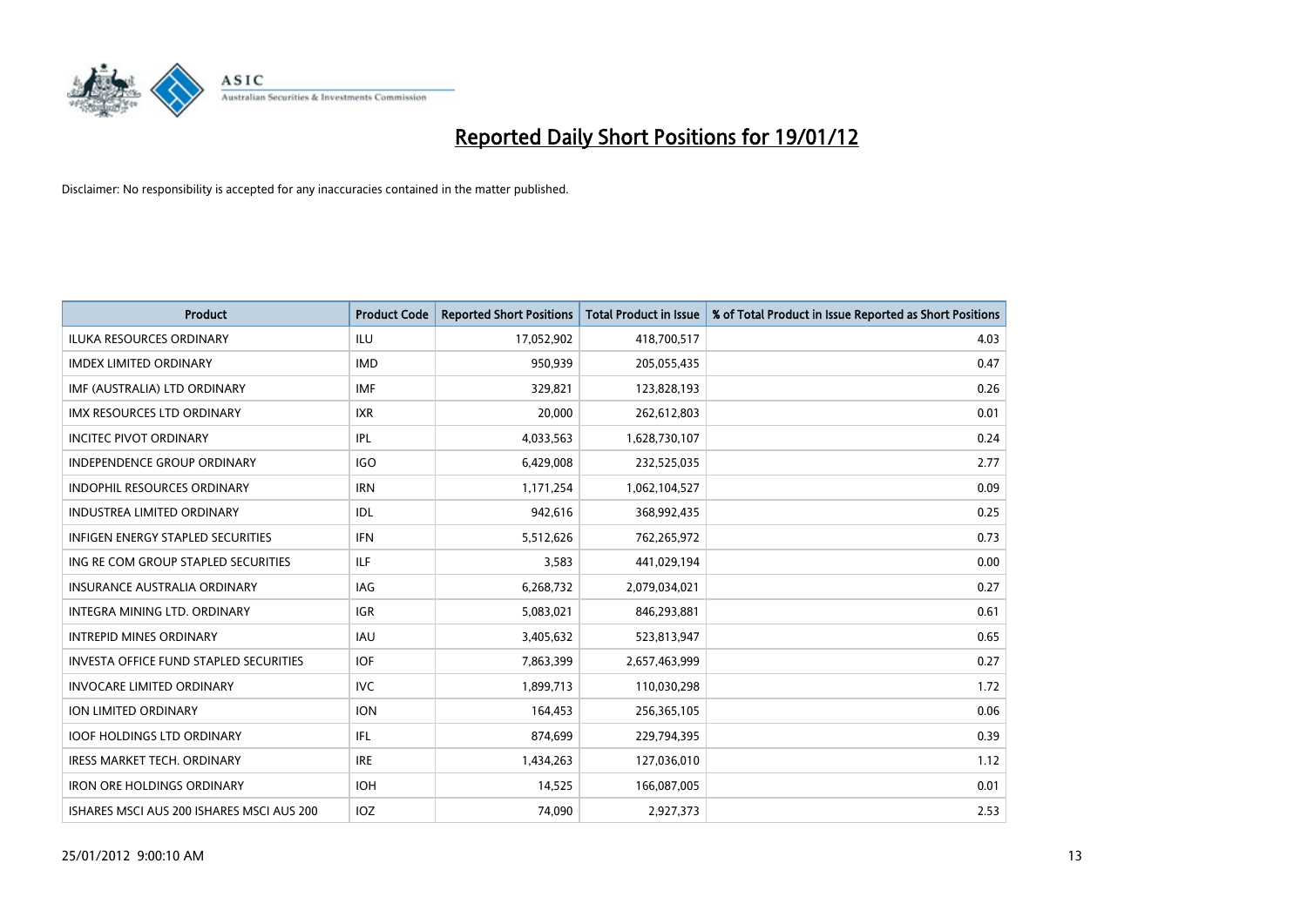# Reported Daily Short Positions for 19/01/12

Disclaimer: No responsibility is accepted for any inaccuracies contained in the matter published.

| Product | Product Code | Reported Short Positions | Total Product in Issue | % of Total Product in Issue Reported as Short Positions |
|---|---|---|---|---|
| ILUKA RESOURCES ORDINARY | ILU | 17,052,902 | 418,700,517 | 4.03 |
| IMDEX LIMITED ORDINARY | IMD | 950,939 | 205,055,435 | 0.47 |
| IMF (AUSTRALIA) LTD ORDINARY | IMF | 329,821 | 123,828,193 | 0.26 |
| IMX RESOURCES LTD ORDINARY | IXR | 20,000 | 262,612,803 | 0.01 |
| INCITEC PIVOT ORDINARY | IPL | 4,033,563 | 1,628,730,107 | 0.24 |
| INDEPENDENCE GROUP ORDINARY | IGO | 6,429,008 | 232,525,035 | 2.77 |
| INDOPHIL RESOURCES ORDINARY | IRN | 1,171,254 | 1,062,104,527 | 0.09 |
| INDUSTREA LIMITED ORDINARY | IDL | 942,616 | 368,992,435 | 0.25 |
| INFIGEN ENERGY STAPLED SECURITIES | IFN | 5,512,626 | 762,265,972 | 0.73 |
| ING RE COM GROUP STAPLED SECURITIES | ILF | 3,583 | 441,029,194 | 0.00 |
| INSURANCE AUSTRALIA ORDINARY | IAG | 6,268,732 | 2,079,034,021 | 0.27 |
| INTEGRA MINING LTD. ORDINARY | IGR | 5,083,021 | 846,293,881 | 0.61 |
| INTREPID MINES ORDINARY | IAU | 3,405,632 | 523,813,947 | 0.65 |
| INVESTA OFFICE FUND STAPLED SECURITIES | IOF | 7,863,399 | 2,657,463,999 | 0.27 |
| INVOCARE LIMITED ORDINARY | IVC | 1,899,713 | 110,030,298 | 1.72 |
| ION LIMITED ORDINARY | ION | 164,453 | 256,365,105 | 0.06 |
| IOOF HOLDINGS LTD ORDINARY | IFL | 874,699 | 229,794,395 | 0.39 |
| IRESS MARKET TECH. ORDINARY | IRE | 1,434,263 | 127,036,010 | 1.12 |
| IRON ORE HOLDINGS ORDINARY | IOH | 14,525 | 166,087,005 | 0.01 |
| ISHARES MSCI AUS 200 ISHARES MSCI AUS 200 | IOZ | 74,090 | 2,927,373 | 2.53 |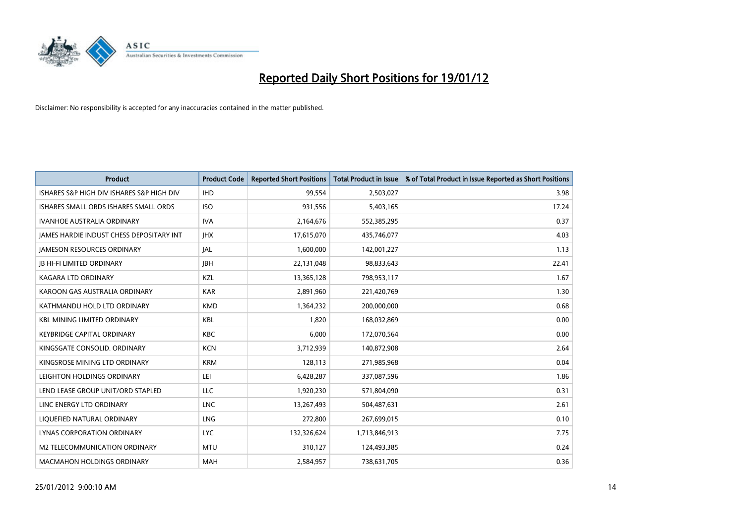# Reported Daily Short Positions for 19/01/12

Disclaimer: No responsibility is accepted for any inaccuracies contained in the matter published.

| Product | Product Code | Reported Short Positions | Total Product in Issue | % of Total Product in Issue Reported as Short Positions |
|---|---|---|---|---|
| ISHARES S&P HIGH DIV ISHARES S&P HIGH DIV | IHD | 99,554 | 2,503,027 | 3.98 |
| ISHARES SMALL ORDS ISHARES SMALL ORDS | ISO | 931,556 | 5,403,165 | 17.24 |
| IVANHOE AUSTRALIA ORDINARY | IVA | 2,164,676 | 552,385,295 | 0.37 |
| JAMES HARDIE INDUST CHESS DEPOSITARY INT | JHX | 17,615,070 | 435,746,077 | 4.03 |
| JAMESON RESOURCES ORDINARY | JAL | 1,600,000 | 142,001,227 | 1.13 |
| JB HI-FI LIMITED ORDINARY | JBH | 22,131,048 | 98,833,643 | 22.41 |
| KAGARA LTD ORDINARY | KZL | 13,365,128 | 798,953,117 | 1.67 |
| KAROON GAS AUSTRALIA ORDINARY | KAR | 2,891,960 | 221,420,769 | 1.30 |
| KATHMANDU HOLD LTD ORDINARY | KMD | 1,364,232 | 200,000,000 | 0.68 |
| KBL MINING LIMITED ORDINARY | KBL | 1,820 | 168,032,869 | 0.00 |
| KEYBRIDGE CAPITAL ORDINARY | KBC | 6,000 | 172,070,564 | 0.00 |
| KINGSGATE CONSOLID. ORDINARY | KCN | 3,712,939 | 140,872,908 | 2.64 |
| KINGSROSE MINING LTD ORDINARY | KRM | 128,113 | 271,985,968 | 0.04 |
| LEIGHTON HOLDINGS ORDINARY | LEI | 6,428,287 | 337,087,596 | 1.86 |
| LEND LEASE GROUP UNIT/ORD STAPLED | LLC | 1,920,230 | 571,804,090 | 0.31 |
| LINC ENERGY LTD ORDINARY | LNC | 13,267,493 | 504,487,631 | 2.61 |
| LIQUEFIED NATURAL ORDINARY | LNG | 272,800 | 267,699,015 | 0.10 |
| LYNAS CORPORATION ORDINARY | LYC | 132,326,624 | 1,713,846,913 | 7.75 |
| M2 TELECOMMUNICATION ORDINARY | MTU | 310,127 | 124,493,385 | 0.24 |
| MACMAHON HOLDINGS ORDINARY | MAH | 2,584,957 | 738,631,705 | 0.36 |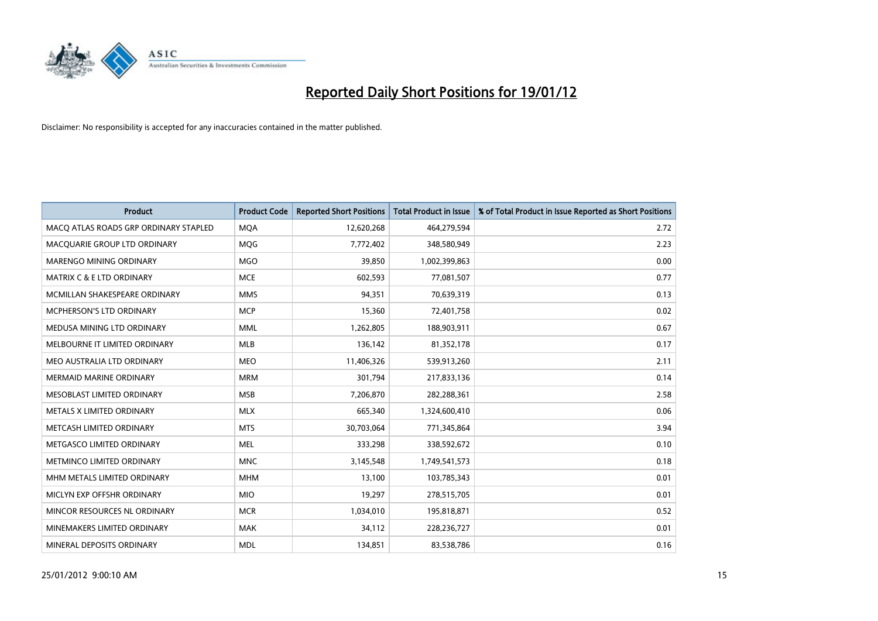# Reported Daily Short Positions for 19/01/12

Disclaimer: No responsibility is accepted for any inaccuracies contained in the matter published.

| Product | Product Code | Reported Short Positions | Total Product in Issue | % of Total Product in Issue Reported as Short Positions |
|---|---|---|---|---|
| MACQ ATLAS ROADS GRP ORDINARY STAPLED | MQA | 12,620,268 | 464,279,594 | 2.72 |
| MACQUARIE GROUP LTD ORDINARY | MQG | 7,772,402 | 348,580,949 | 2.23 |
| MARENGO MINING ORDINARY | MGO | 39,850 | 1,002,399,863 | 0.00 |
| MATRIX C & E LTD ORDINARY | MCE | 602,593 | 77,081,507 | 0.77 |
| MCMILLAN SHAKESPEARE ORDINARY | MMS | 94,351 | 70,639,319 | 0.13 |
| MCPHERSON'S LTD ORDINARY | MCP | 15,360 | 72,401,758 | 0.02 |
| MEDUSA MINING LTD ORDINARY | MML | 1,262,805 | 188,903,911 | 0.67 |
| MELBOURNE IT LIMITED ORDINARY | MLB | 136,142 | 81,352,178 | 0.17 |
| MEO AUSTRALIA LTD ORDINARY | MEO | 11,406,326 | 539,913,260 | 2.11 |
| MERMAID MARINE ORDINARY | MRM | 301,794 | 217,833,136 | 0.14 |
| MESOBLAST LIMITED ORDINARY | MSB | 7,206,870 | 282,288,361 | 2.58 |
| METALS X LIMITED ORDINARY | MLX | 665,340 | 1,324,600,410 | 0.06 |
| METCASH LIMITED ORDINARY | MTS | 30,703,064 | 771,345,864 | 3.94 |
| METGASCO LIMITED ORDINARY | MEL | 333,298 | 338,592,672 | 0.10 |
| METMINCO LIMITED ORDINARY | MNC | 3,145,548 | 1,749,541,573 | 0.18 |
| MHM METALS LIMITED ORDINARY | MHM | 13,100 | 103,785,343 | 0.01 |
| MICLYN EXP OFFSHR ORDINARY | MIO | 19,297 | 278,515,705 | 0.01 |
| MINCOR RESOURCES NL ORDINARY | MCR | 1,034,010 | 195,818,871 | 0.52 |
| MINEMAKERS LIMITED ORDINARY | MAK | 34,112 | 228,236,727 | 0.01 |
| MINERAL DEPOSITS ORDINARY | MDL | 134,851 | 83,538,786 | 0.16 |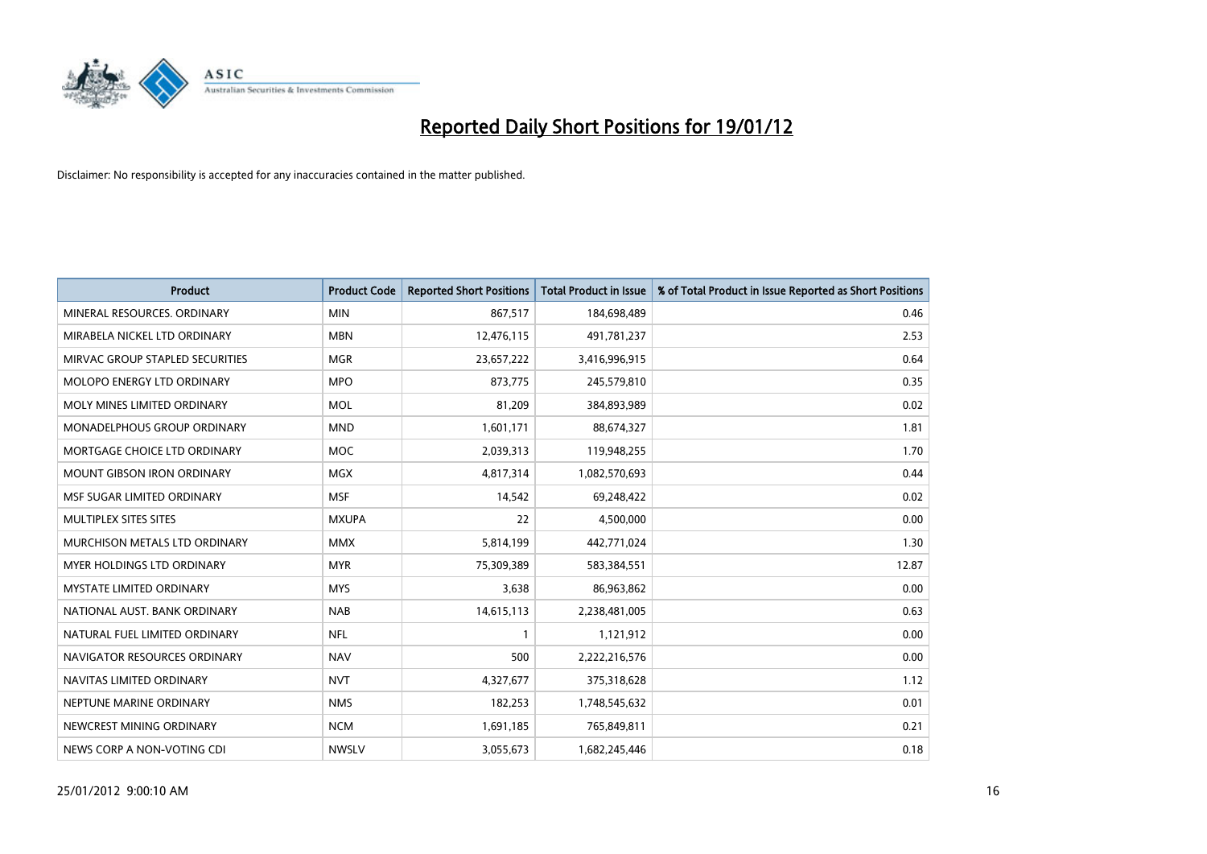# Reported Daily Short Positions for 19/01/12

Disclaimer: No responsibility is accepted for any inaccuracies contained in the matter published.

| Product | Product Code | Reported Short Positions | Total Product in Issue | % of Total Product in Issue Reported as Short Positions |
|---|---|---|---|---|
| MINERAL RESOURCES. ORDINARY | MIN | 867,517 | 184,698,489 | 0.46 |
| MIRABELA NICKEL LTD ORDINARY | MBN | 12,476,115 | 491,781,237 | 2.53 |
| MIRVAC GROUP STAPLED SECURITIES | MGR | 23,657,222 | 3,416,996,915 | 0.64 |
| MOLOPO ENERGY LTD ORDINARY | MPO | 873,775 | 245,579,810 | 0.35 |
| MOLY MINES LIMITED ORDINARY | MOL | 81,209 | 384,893,989 | 0.02 |
| MONADELPHOUS GROUP ORDINARY | MND | 1,601,171 | 88,674,327 | 1.81 |
| MORTGAGE CHOICE LTD ORDINARY | MOC | 2,039,313 | 119,948,255 | 1.70 |
| MOUNT GIBSON IRON ORDINARY | MGX | 4,817,314 | 1,082,570,693 | 0.44 |
| MSF SUGAR LIMITED ORDINARY | MSF | 14,542 | 69,248,422 | 0.02 |
| MULTIPLEX SITES SITES | MXUPA | 22 | 4,500,000 | 0.00 |
| MURCHISON METALS LTD ORDINARY | MMX | 5,814,199 | 442,771,024 | 1.30 |
| MYER HOLDINGS LTD ORDINARY | MYR | 75,309,389 | 583,384,551 | 12.87 |
| MYSTATE LIMITED ORDINARY | MYS | 3,638 | 86,963,862 | 0.00 |
| NATIONAL AUST. BANK ORDINARY | NAB | 14,615,113 | 2,238,481,005 | 0.63 |
| NATURAL FUEL LIMITED ORDINARY | NFL | 1 | 1,121,912 | 0.00 |
| NAVIGATOR RESOURCES ORDINARY | NAV | 500 | 2,222,216,576 | 0.00 |
| NAVITAS LIMITED ORDINARY | NVT | 4,327,677 | 375,318,628 | 1.12 |
| NEPTUNE MARINE ORDINARY | NMS | 182,253 | 1,748,545,632 | 0.01 |
| NEWCREST MINING ORDINARY | NCM | 1,691,185 | 765,849,811 | 0.21 |
| NEWS CORP A NON-VOTING CDI | NWSLV | 3,055,673 | 1,682,245,446 | 0.18 |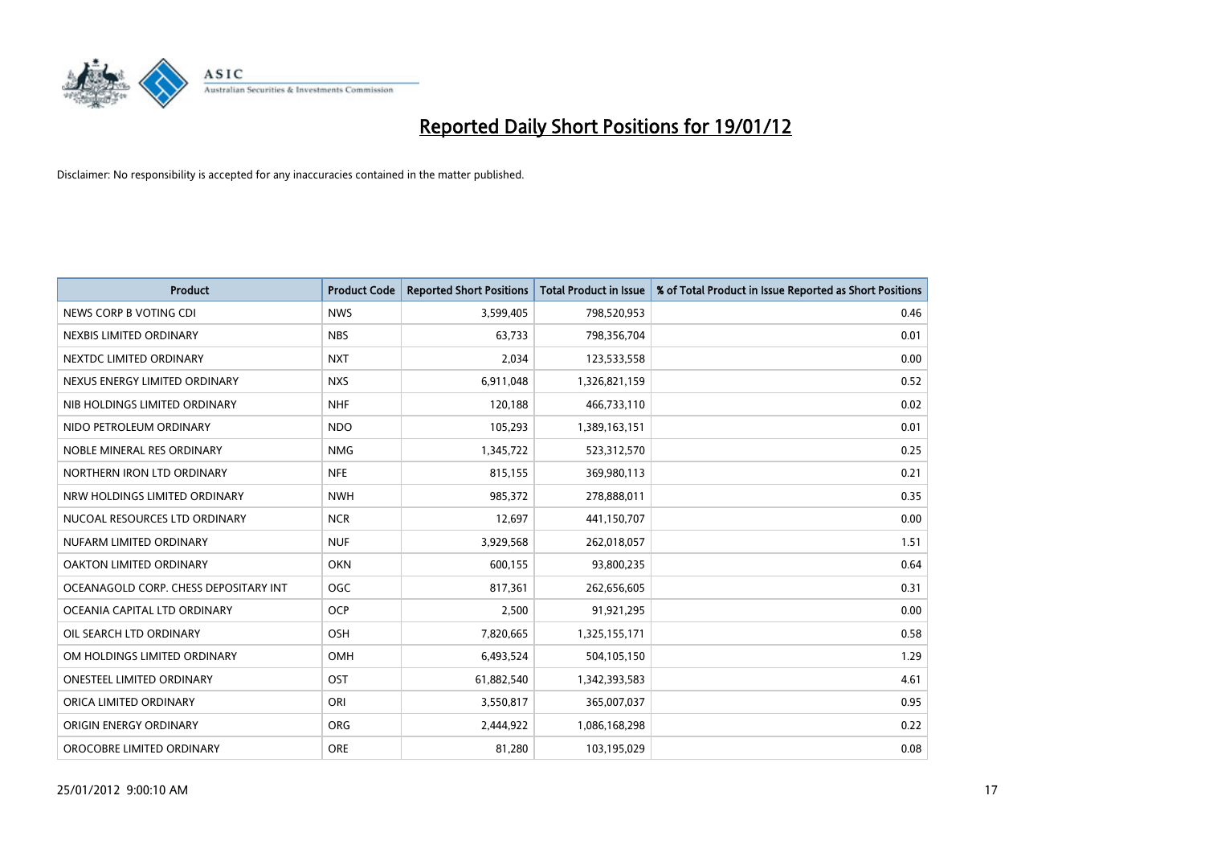# Reported Daily Short Positions for 19/01/12

Disclaimer: No responsibility is accepted for any inaccuracies contained in the matter published.

| Product | Product Code | Reported Short Positions | Total Product in Issue | % of Total Product in Issue Reported as Short Positions |
|---|---|---|---|---|
| NEWS CORP B VOTING CDI | NWS | 3,599,405 | 798,520,953 | 0.46 |
| NEXBIS LIMITED ORDINARY | NBS | 63,733 | 798,356,704 | 0.01 |
| NEXTDC LIMITED ORDINARY | NXT | 2,034 | 123,533,558 | 0.00 |
| NEXUS ENERGY LIMITED ORDINARY | NXS | 6,911,048 | 1,326,821,159 | 0.52 |
| NIB HOLDINGS LIMITED ORDINARY | NHF | 120,188 | 466,733,110 | 0.02 |
| NIDO PETROLEUM ORDINARY | NDO | 105,293 | 1,389,163,151 | 0.01 |
| NOBLE MINERAL RES ORDINARY | NMG | 1,345,722 | 523,312,570 | 0.25 |
| NORTHERN IRON LTD ORDINARY | NFE | 815,155 | 369,980,113 | 0.21 |
| NRW HOLDINGS LIMITED ORDINARY | NWH | 985,372 | 278,888,011 | 0.35 |
| NUCOAL RESOURCES LTD ORDINARY | NCR | 12,697 | 441,150,707 | 0.00 |
| NUFARM LIMITED ORDINARY | NUF | 3,929,568 | 262,018,057 | 1.51 |
| OAKTON LIMITED ORDINARY | OKN | 600,155 | 93,800,235 | 0.64 |
| OCEANAGOLD CORP. CHESS DEPOSITARY INT | OGC | 817,361 | 262,656,605 | 0.31 |
| OCEANIA CAPITAL LTD ORDINARY | OCP | 2,500 | 91,921,295 | 0.00 |
| OIL SEARCH LTD ORDINARY | OSH | 7,820,665 | 1,325,155,171 | 0.58 |
| OM HOLDINGS LIMITED ORDINARY | OMH | 6,493,524 | 504,105,150 | 1.29 |
| ONESTEEL LIMITED ORDINARY | OST | 61,882,540 | 1,342,393,583 | 4.61 |
| ORICA LIMITED ORDINARY | ORI | 3,550,817 | 365,007,037 | 0.95 |
| ORIGIN ENERGY ORDINARY | ORG | 2,444,922 | 1,086,168,298 | 0.22 |
| OROCOBRE LIMITED ORDINARY | ORE | 81,280 | 103,195,029 | 0.08 |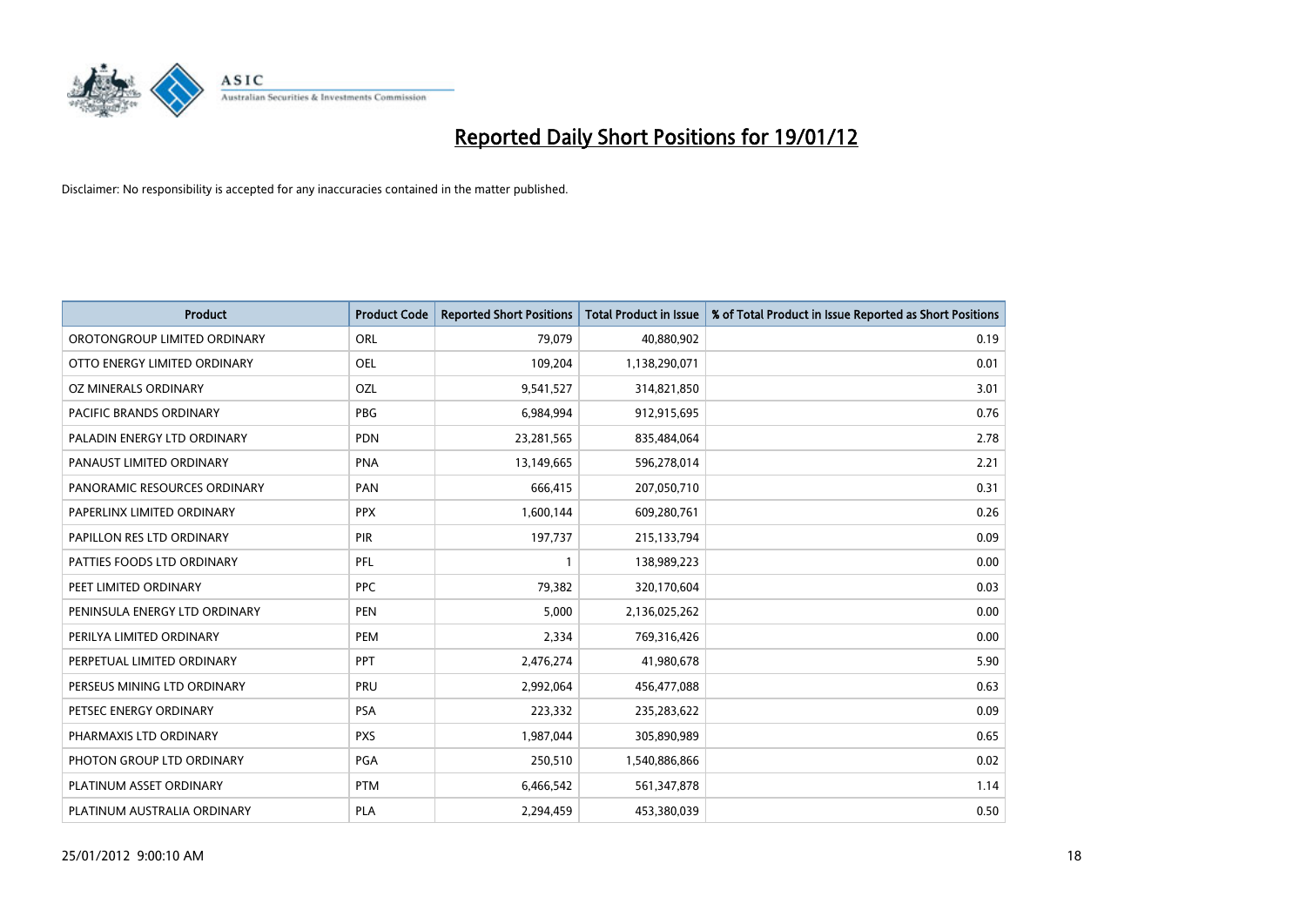# Reported Daily Short Positions for 19/01/12

Disclaimer: No responsibility is accepted for any inaccuracies contained in the matter published.

| Product | Product Code | Reported Short Positions | Total Product in Issue | % of Total Product in Issue Reported as Short Positions |
|---|---|---|---|---|
| OROTONGROUP LIMITED ORDINARY | ORL | 79,079 | 40,880,902 | 0.19 |
| OTTO ENERGY LIMITED ORDINARY | OEL | 109,204 | 1,138,290,071 | 0.01 |
| OZ MINERALS ORDINARY | OZL | 9,541,527 | 314,821,850 | 3.01 |
| PACIFIC BRANDS ORDINARY | PBG | 6,984,994 | 912,915,695 | 0.76 |
| PALADIN ENERGY LTD ORDINARY | PDN | 23,281,565 | 835,484,064 | 2.78 |
| PANAUST LIMITED ORDINARY | PNA | 13,149,665 | 596,278,014 | 2.21 |
| PANORAMIC RESOURCES ORDINARY | PAN | 666,415 | 207,050,710 | 0.31 |
| PAPERLINX LIMITED ORDINARY | PPX | 1,600,144 | 609,280,761 | 0.26 |
| PAPILLON RES LTD ORDINARY | PIR | 197,737 | 215,133,794 | 0.09 |
| PATTIES FOODS LTD ORDINARY | PFL | 1 | 138,989,223 | 0.00 |
| PEET LIMITED ORDINARY | PPC | 79,382 | 320,170,604 | 0.03 |
| PENINSULA ENERGY LTD ORDINARY | PEN | 5,000 | 2,136,025,262 | 0.00 |
| PERILYA LIMITED ORDINARY | PEM | 2,334 | 769,316,426 | 0.00 |
| PERPETUAL LIMITED ORDINARY | PPT | 2,476,274 | 41,980,678 | 5.90 |
| PERSEUS MINING LTD ORDINARY | PRU | 2,992,064 | 456,477,088 | 0.63 |
| PETSEC ENERGY ORDINARY | PSA | 223,332 | 235,283,622 | 0.09 |
| PHARMAXIS LTD ORDINARY | PXS | 1,987,044 | 305,890,989 | 0.65 |
| PHOTON GROUP LTD ORDINARY | PGA | 250,510 | 1,540,886,866 | 0.02 |
| PLATINUM ASSET ORDINARY | PTM | 6,466,542 | 561,347,878 | 1.14 |
| PLATINUM AUSTRALIA ORDINARY | PLA | 2,294,459 | 453,380,039 | 0.50 |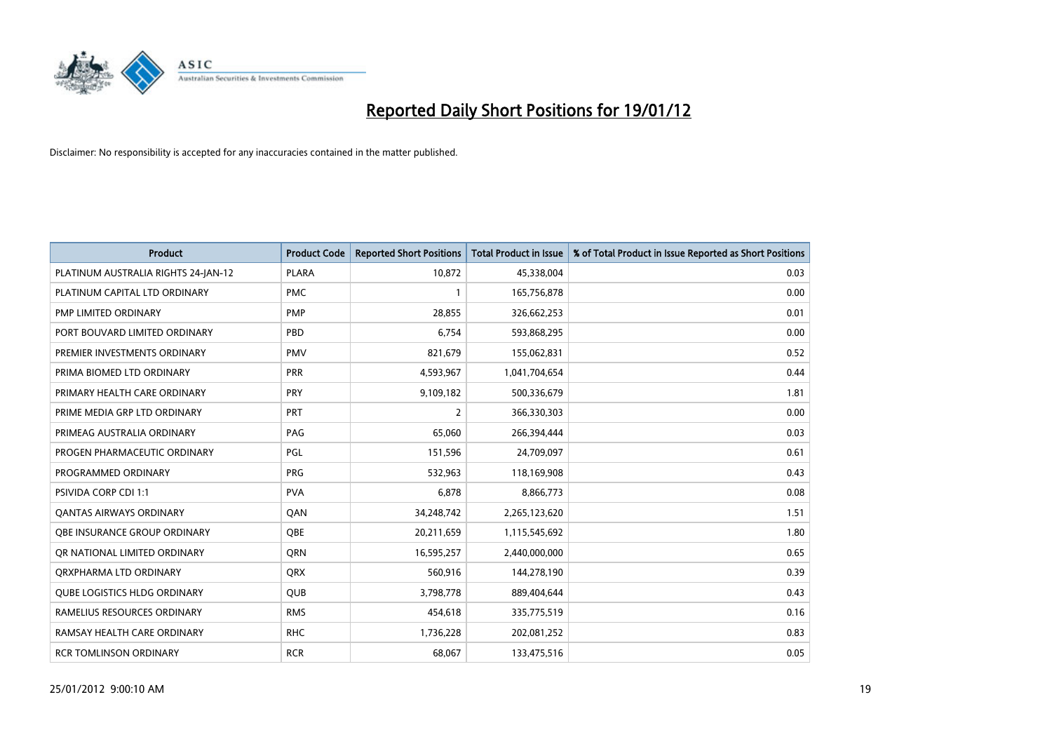# Reported Daily Short Positions for 19/01/12

Disclaimer: No responsibility is accepted for any inaccuracies contained in the matter published.

| Product | Product Code | Reported Short Positions | Total Product in Issue | % of Total Product in Issue Reported as Short Positions |
|---|---|---|---|---|
| PLATINUM AUSTRALIA RIGHTS 24-JAN-12 | PLARA | 10,872 | 45,338,004 | 0.03 |
| PLATINUM CAPITAL LTD ORDINARY | PMC | 1 | 165,756,878 | 0.00 |
| PMP LIMITED ORDINARY | PMP | 28,855 | 326,662,253 | 0.01 |
| PORT BOUVARD LIMITED ORDINARY | PBD | 6,754 | 593,868,295 | 0.00 |
| PREMIER INVESTMENTS ORDINARY | PMV | 821,679 | 155,062,831 | 0.52 |
| PRIMA BIOMED LTD ORDINARY | PRR | 4,593,967 | 1,041,704,654 | 0.44 |
| PRIMARY HEALTH CARE ORDINARY | PRY | 9,109,182 | 500,336,679 | 1.81 |
| PRIME MEDIA GRP LTD ORDINARY | PRT | 2 | 366,330,303 | 0.00 |
| PRIMEAG AUSTRALIA ORDINARY | PAG | 65,060 | 266,394,444 | 0.03 |
| PROGEN PHARMACEUTIC ORDINARY | PGL | 151,596 | 24,709,097 | 0.61 |
| PROGRAMMED ORDINARY | PRG | 532,963 | 118,169,908 | 0.43 |
| PSIVIDA CORP CDI 1:1 | PVA | 6,878 | 8,866,773 | 0.08 |
| QANTAS AIRWAYS ORDINARY | QAN | 34,248,742 | 2,265,123,620 | 1.51 |
| QBE INSURANCE GROUP ORDINARY | QBE | 20,211,659 | 1,115,545,692 | 1.80 |
| QR NATIONAL LIMITED ORDINARY | QRN | 16,595,257 | 2,440,000,000 | 0.65 |
| QRXPHARMA LTD ORDINARY | QRX | 560,916 | 144,278,190 | 0.39 |
| QUBE LOGISTICS HLDG ORDINARY | QUB | 3,798,778 | 889,404,644 | 0.43 |
| RAMELIUS RESOURCES ORDINARY | RMS | 454,618 | 335,775,519 | 0.16 |
| RAMSAY HEALTH CARE ORDINARY | RHC | 1,736,228 | 202,081,252 | 0.83 |
| RCR TOMLINSON ORDINARY | RCR | 68,067 | 133,475,516 | 0.05 |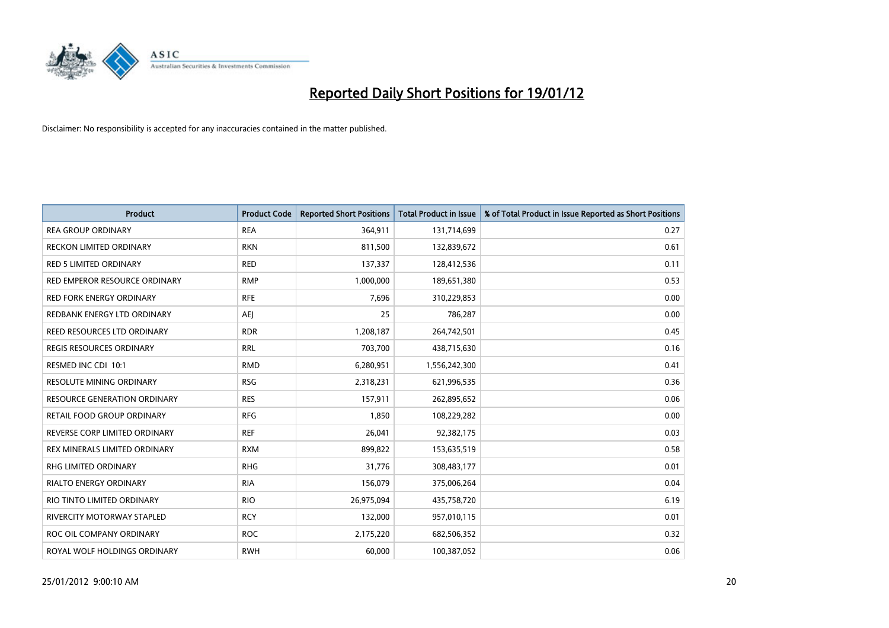# Reported Daily Short Positions for 19/01/12

Disclaimer: No responsibility is accepted for any inaccuracies contained in the matter published.

| Product | Product Code | Reported Short Positions | Total Product in Issue | % of Total Product in Issue Reported as Short Positions |
|---|---|---|---|---|
| REA GROUP ORDINARY | REA | 364,911 | 131,714,699 | 0.27 |
| RECKON LIMITED ORDINARY | RKN | 811,500 | 132,839,672 | 0.61 |
| RED 5 LIMITED ORDINARY | RED | 137,337 | 128,412,536 | 0.11 |
| RED EMPEROR RESOURCE ORDINARY | RMP | 1,000,000 | 189,651,380 | 0.53 |
| RED FORK ENERGY ORDINARY | RFE | 7,696 | 310,229,853 | 0.00 |
| REDBANK ENERGY LTD ORDINARY | AEJ | 25 | 786,287 | 0.00 |
| REED RESOURCES LTD ORDINARY | RDR | 1,208,187 | 264,742,501 | 0.45 |
| REGIS RESOURCES ORDINARY | RRL | 703,700 | 438,715,630 | 0.16 |
| RESMED INC CDI 10:1 | RMD | 6,280,951 | 1,556,242,300 | 0.41 |
| RESOLUTE MINING ORDINARY | RSG | 2,318,231 | 621,996,535 | 0.36 |
| RESOURCE GENERATION ORDINARY | RES | 157,911 | 262,895,652 | 0.06 |
| RETAIL FOOD GROUP ORDINARY | RFG | 1,850 | 108,229,282 | 0.00 |
| REVERSE CORP LIMITED ORDINARY | REF | 26,041 | 92,382,175 | 0.03 |
| REX MINERALS LIMITED ORDINARY | RXM | 899,822 | 153,635,519 | 0.58 |
| RHG LIMITED ORDINARY | RHG | 31,776 | 308,483,177 | 0.01 |
| RIALTO ENERGY ORDINARY | RIA | 156,079 | 375,006,264 | 0.04 |
| RIO TINTO LIMITED ORDINARY | RIO | 26,975,094 | 435,758,720 | 6.19 |
| RIVERCITY MOTORWAY STAPLED | RCY | 132,000 | 957,010,115 | 0.01 |
| ROC OIL COMPANY ORDINARY | ROC | 2,175,220 | 682,506,352 | 0.32 |
| ROYAL WOLF HOLDINGS ORDINARY | RWH | 60,000 | 100,387,052 | 0.06 |

25/01/2012 9:00:10 AM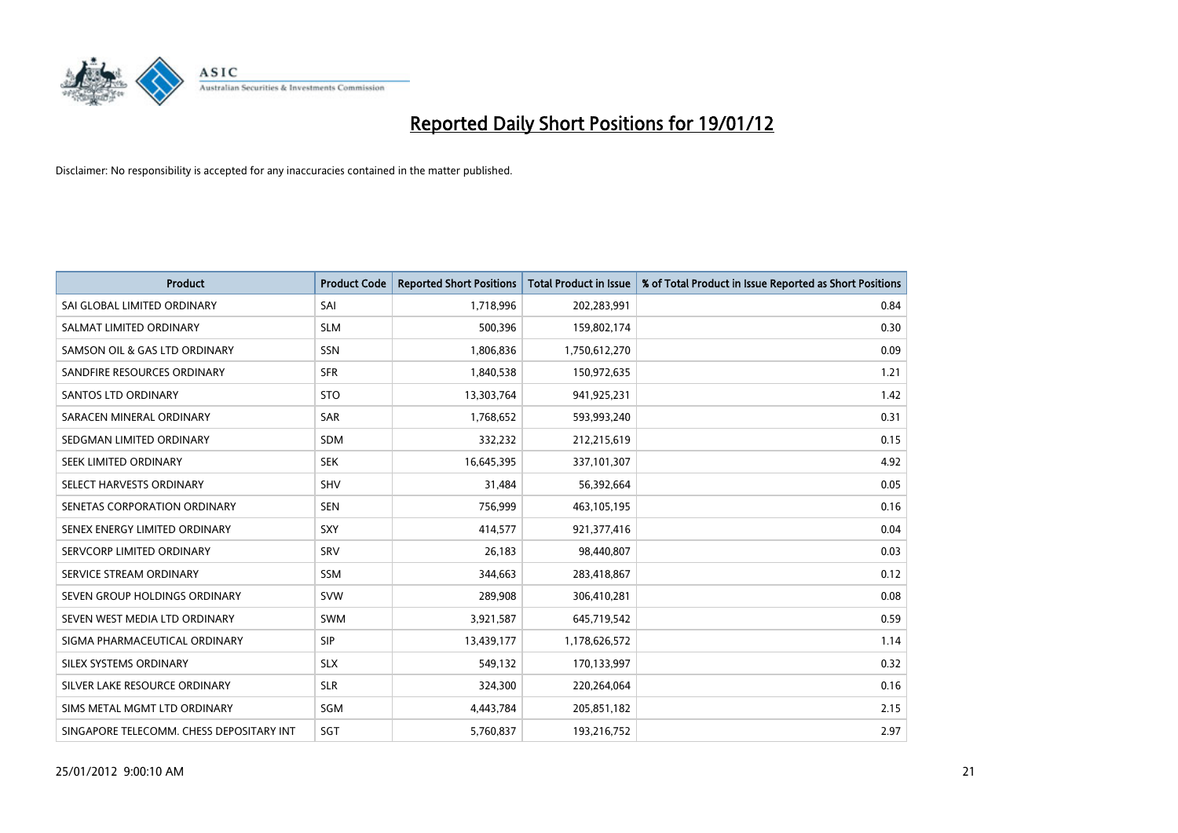# Reported Daily Short Positions for 19/01/12

Disclaimer: No responsibility is accepted for any inaccuracies contained in the matter published.

| Product | Product Code | Reported Short Positions | Total Product in Issue | % of Total Product in Issue Reported as Short Positions |
|---|---|---|---|---|
| SAI GLOBAL LIMITED ORDINARY | SAI | 1,718,996 | 202,283,991 | 0.84 |
| SALMAT LIMITED ORDINARY | SLM | 500,396 | 159,802,174 | 0.30 |
| SAMSON OIL & GAS LTD ORDINARY | SSN | 1,806,836 | 1,750,612,270 | 0.09 |
| SANDFIRE RESOURCES ORDINARY | SFR | 1,840,538 | 150,972,635 | 1.21 |
| SANTOS LTD ORDINARY | STO | 13,303,764 | 941,925,231 | 1.42 |
| SARACEN MINERAL ORDINARY | SAR | 1,768,652 | 593,993,240 | 0.31 |
| SEDGMAN LIMITED ORDINARY | SDM | 332,232 | 212,215,619 | 0.15 |
| SEEK LIMITED ORDINARY | SEK | 16,645,395 | 337,101,307 | 4.92 |
| SELECT HARVESTS ORDINARY | SHV | 31,484 | 56,392,664 | 0.05 |
| SENETAS CORPORATION ORDINARY | SEN | 756,999 | 463,105,195 | 0.16 |
| SENEX ENERGY LIMITED ORDINARY | SXY | 414,577 | 921,377,416 | 0.04 |
| SERVCORP LIMITED ORDINARY | SRV | 26,183 | 98,440,807 | 0.03 |
| SERVICE STREAM ORDINARY | SSM | 344,663 | 283,418,867 | 0.12 |
| SEVEN GROUP HOLDINGS ORDINARY | SVW | 289,908 | 306,410,281 | 0.08 |
| SEVEN WEST MEDIA LTD ORDINARY | SWM | 3,921,587 | 645,719,542 | 0.59 |
| SIGMA PHARMACEUTICAL ORDINARY | SIP | 13,439,177 | 1,178,626,572 | 1.14 |
| SILEX SYSTEMS ORDINARY | SLX | 549,132 | 170,133,997 | 0.32 |
| SILVER LAKE RESOURCE ORDINARY | SLR | 324,300 | 220,264,064 | 0.16 |
| SIMS METAL MGMT LTD ORDINARY | SGM | 4,443,784 | 205,851,182 | 2.15 |
| SINGAPORE TELECOMM. CHESS DEPOSITARY INT | SGT | 5,760,837 | 193,216,752 | 2.97 |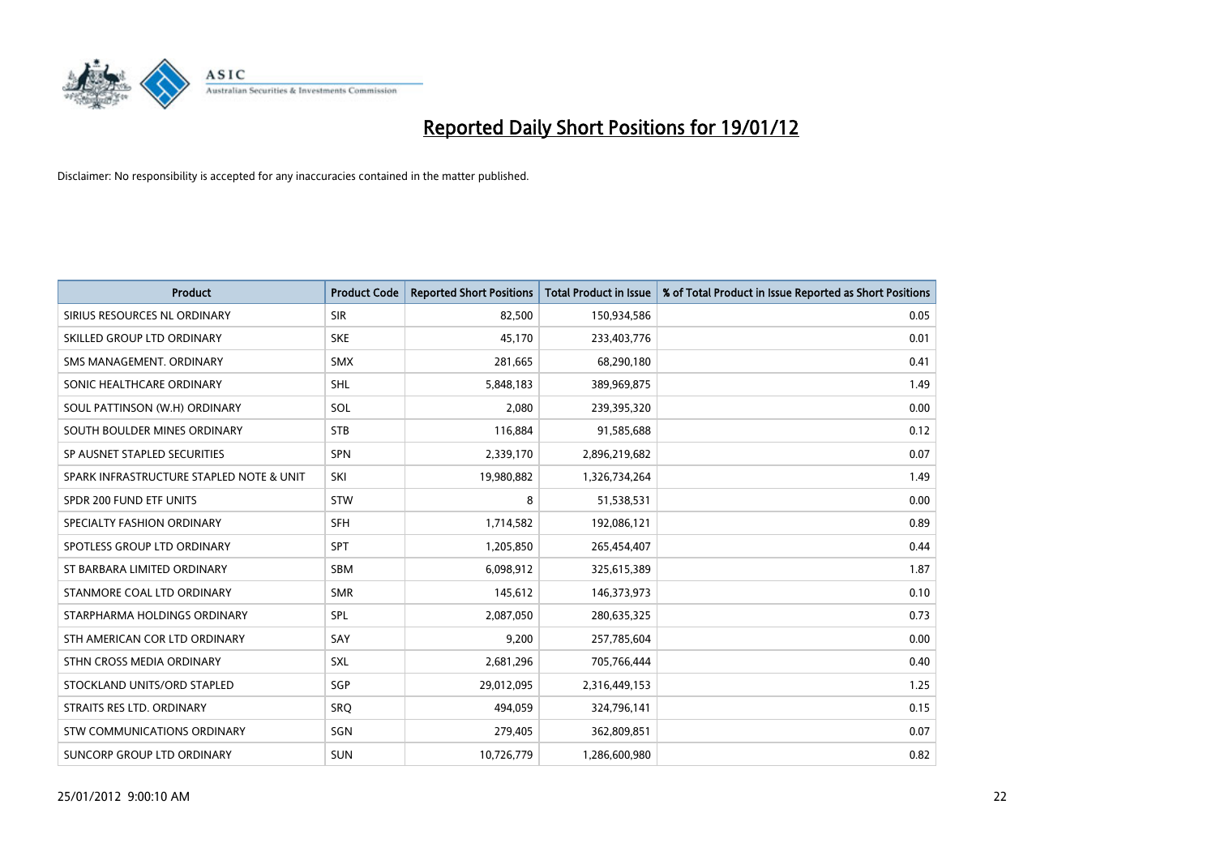# Reported Daily Short Positions for 19/01/12

Disclaimer: No responsibility is accepted for any inaccuracies contained in the matter published.

| Product | Product Code | Reported Short Positions | Total Product in Issue | % of Total Product in Issue Reported as Short Positions |
|---|---|---|---|---|
| SIRIUS RESOURCES NL ORDINARY | SIR | 82,500 | 150,934,586 | 0.05 |
| SKILLED GROUP LTD ORDINARY | SKE | 45,170 | 233,403,776 | 0.01 |
| SMS MANAGEMENT. ORDINARY | SMX | 281,665 | 68,290,180 | 0.41 |
| SONIC HEALTHCARE ORDINARY | SHL | 5,848,183 | 389,969,875 | 1.49 |
| SOUL PATTINSON (W.H) ORDINARY | SOL | 2,080 | 239,395,320 | 0.00 |
| SOUTH BOULDER MINES ORDINARY | STB | 116,884 | 91,585,688 | 0.12 |
| SP AUSNET STAPLED SECURITIES | SPN | 2,339,170 | 2,896,219,682 | 0.07 |
| SPARK INFRASTRUCTURE STAPLED NOTE & UNIT | SKI | 19,980,882 | 1,326,734,264 | 1.49 |
| SPDR 200 FUND ETF UNITS | STW | 8 | 51,538,531 | 0.00 |
| SPECIALTY FASHION ORDINARY | SFH | 1,714,582 | 192,086,121 | 0.89 |
| SPOTLESS GROUP LTD ORDINARY | SPT | 1,205,850 | 265,454,407 | 0.44 |
| ST BARBARA LIMITED ORDINARY | SBM | 6,098,912 | 325,615,389 | 1.87 |
| STANMORE COAL LTD ORDINARY | SMR | 145,612 | 146,373,973 | 0.10 |
| STARPHARMA HOLDINGS ORDINARY | SPL | 2,087,050 | 280,635,325 | 0.73 |
| STH AMERICAN COR LTD ORDINARY | SAY | 9,200 | 257,785,604 | 0.00 |
| STHN CROSS MEDIA ORDINARY | SXL | 2,681,296 | 705,766,444 | 0.40 |
| STOCKLAND UNITS/ORD STAPLED | SGP | 29,012,095 | 2,316,449,153 | 1.25 |
| STRAITS RES LTD. ORDINARY | SRQ | 494,059 | 324,796,141 | 0.15 |
| STW COMMUNICATIONS ORDINARY | SGN | 279,405 | 362,809,851 | 0.07 |
| SUNCORP GROUP LTD ORDINARY | SUN | 10,726,779 | 1,286,600,980 | 0.82 |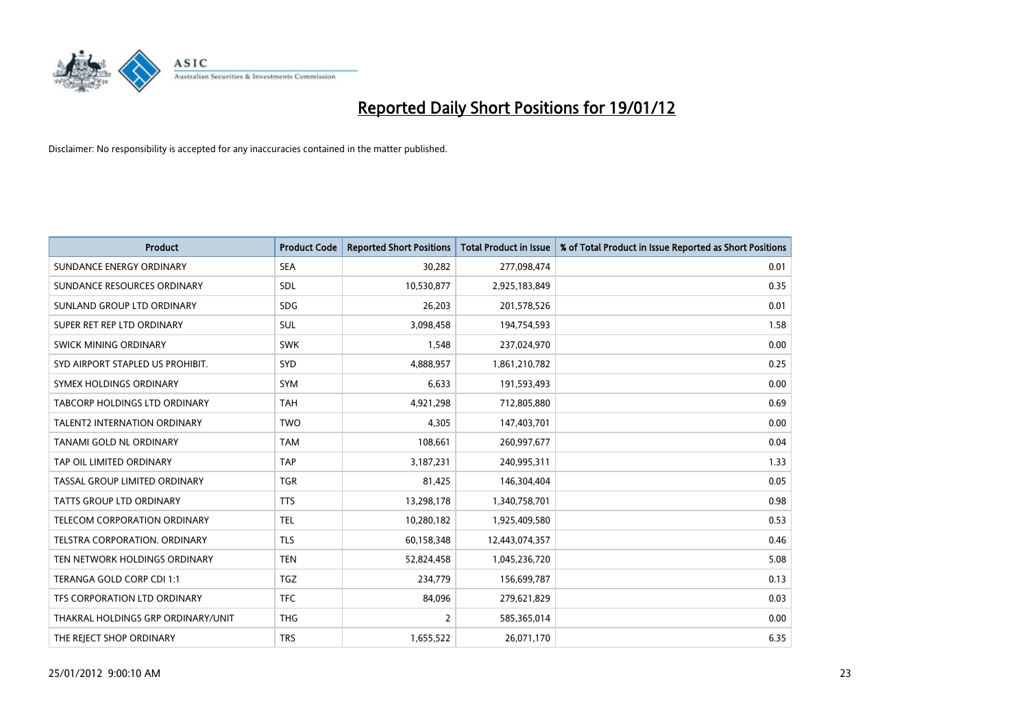# Reported Daily Short Positions for 19/01/12

Disclaimer: No responsibility is accepted for any inaccuracies contained in the matter published.

| Product | Product Code | Reported Short Positions | Total Product in Issue | % of Total Product in Issue Reported as Short Positions |
|---|---|---|---|---|
| SUNDANCE ENERGY ORDINARY | SEA | 30,282 | 277,098,474 | 0.01 |
| SUNDANCE RESOURCES ORDINARY | SDL | 10,530,877 | 2,925,183,849 | 0.35 |
| SUNLAND GROUP LTD ORDINARY | SDG | 26,203 | 201,578,526 | 0.01 |
| SUPER RET REP LTD ORDINARY | SUL | 3,098,458 | 194,754,593 | 1.58 |
| SWICK MINING ORDINARY | SWK | 1,548 | 237,024,970 | 0.00 |
| SYD AIRPORT STAPLED US PROHIBIT. | SYD | 4,888,957 | 1,861,210,782 | 0.25 |
| SYMEX HOLDINGS ORDINARY | SYM | 6,633 | 191,593,493 | 0.00 |
| TABCORP HOLDINGS LTD ORDINARY | TAH | 4,921,298 | 712,805,880 | 0.69 |
| TALENT2 INTERNATION ORDINARY | TWO | 4,305 | 147,403,701 | 0.00 |
| TANAMI GOLD NL ORDINARY | TAM | 108,661 | 260,997,677 | 0.04 |
| TAP OIL LIMITED ORDINARY | TAP | 3,187,231 | 240,995,311 | 1.33 |
| TASSAL GROUP LIMITED ORDINARY | TGR | 81,425 | 146,304,404 | 0.05 |
| TATTS GROUP LTD ORDINARY | TTS | 13,298,178 | 1,340,758,701 | 0.98 |
| TELECOM CORPORATION ORDINARY | TEL | 10,280,182 | 1,925,409,580 | 0.53 |
| TELSTRA CORPORATION. ORDINARY | TLS | 60,158,348 | 12,443,074,357 | 0.46 |
| TEN NETWORK HOLDINGS ORDINARY | TEN | 52,824,458 | 1,045,236,720 | 5.08 |
| TERANGA GOLD CORP CDI 1:1 | TGZ | 234,779 | 156,699,787 | 0.13 |
| TFS CORPORATION LTD ORDINARY | TFC | 84,096 | 279,621,829 | 0.03 |
| THAKRAL HOLDINGS GRP ORDINARY/UNIT | THG | 2 | 585,365,014 | 0.00 |
| THE REJECT SHOP ORDINARY | TRS | 1,655,522 | 26,071,170 | 6.35 |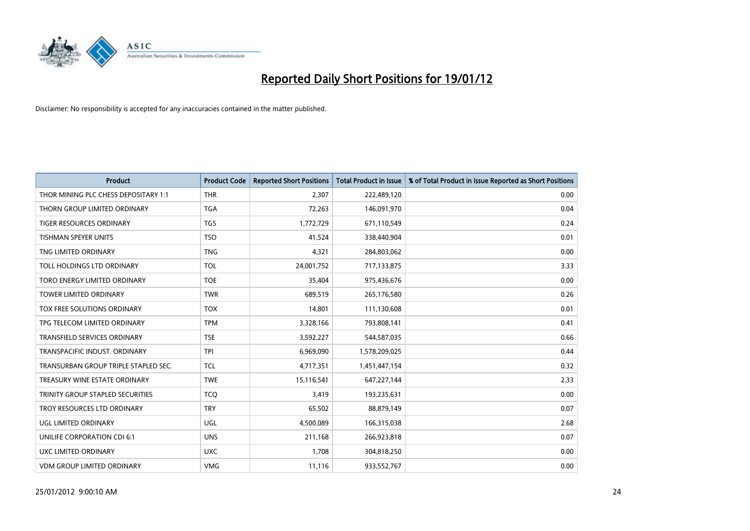# Reported Daily Short Positions for 19/01/12

Disclaimer: No responsibility is accepted for any inaccuracies contained in the matter published.

| Product | Product Code | Reported Short Positions | Total Product in Issue | % of Total Product in Issue Reported as Short Positions |
|---|---|---|---|---|
| THOR MINING PLC CHESS DEPOSITARY 1:1 | THR | 2,307 | 222,489,120 | 0.00 |
| THORN GROUP LIMITED ORDINARY | TGA | 72,263 | 146,091,970 | 0.04 |
| TIGER RESOURCES ORDINARY | TGS | 1,772,729 | 671,110,549 | 0.24 |
| TISHMAN SPEYER UNITS | TSO | 41,524 | 338,440,904 | 0.01 |
| TNG LIMITED ORDINARY | TNG | 4,321 | 284,803,062 | 0.00 |
| TOLL HOLDINGS LTD ORDINARY | TOL | 24,001,752 | 717,133,875 | 3.33 |
| TORO ENERGY LIMITED ORDINARY | TOE | 35,404 | 975,436,676 | 0.00 |
| TOWER LIMITED ORDINARY | TWR | 689,519 | 265,176,580 | 0.26 |
| TOX FREE SOLUTIONS ORDINARY | TOX | 14,801 | 111,130,608 | 0.01 |
| TPG TELECOM LIMITED ORDINARY | TPM | 3,328,166 | 793,808,141 | 0.41 |
| TRANSFIELD SERVICES ORDINARY | TSE | 3,592,227 | 544,587,035 | 0.66 |
| TRANSPACIFIC INDUST. ORDINARY | TPI | 6,969,090 | 1,578,209,025 | 0.44 |
| TRANSURBAN GROUP TRIPLE STAPLED SEC. | TCL | 4,717,351 | 1,451,447,154 | 0.32 |
| TREASURY WINE ESTATE ORDINARY | TWE | 15,116,541 | 647,227,144 | 2.33 |
| TRINITY GROUP STAPLED SECURITIES | TCQ | 3,419 | 193,235,631 | 0.00 |
| TROY RESOURCES LTD ORDINARY | TRY | 65,502 | 88,879,149 | 0.07 |
| UGL LIMITED ORDINARY | UGL | 4,500,089 | 166,315,038 | 2.68 |
| UNILIFE CORPORATION CDI 6:1 | UNS | 211,168 | 266,923,818 | 0.07 |
| UXC LIMITED ORDINARY | UXC | 1,708 | 304,818,250 | 0.00 |
| VDM GROUP LIMITED ORDINARY | VMG | 11,116 | 933,552,767 | 0.00 |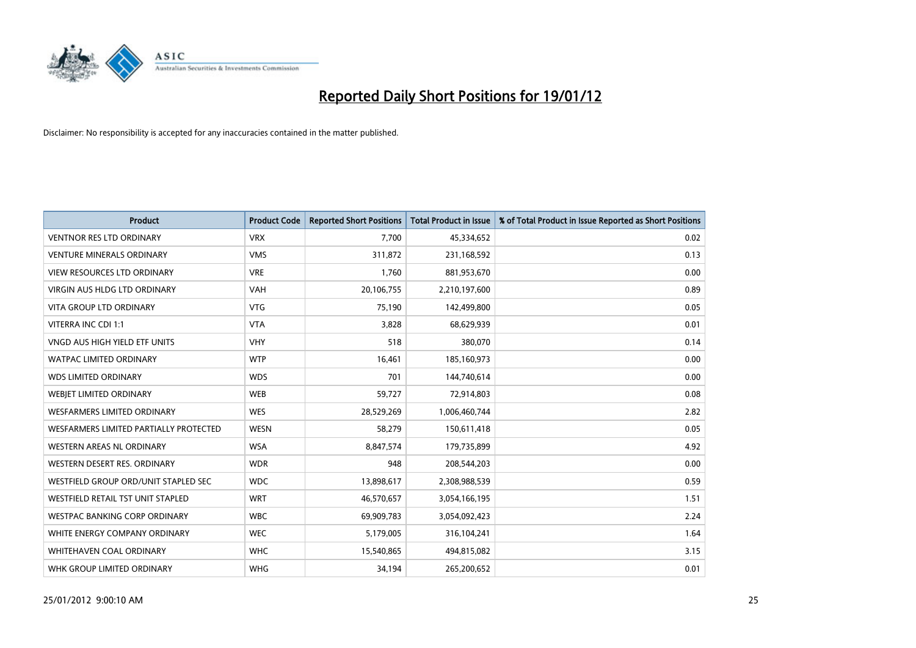# Reported Daily Short Positions for 19/01/12

Disclaimer: No responsibility is accepted for any inaccuracies contained in the matter published.

| Product | Product Code | Reported Short Positions | Total Product in Issue | % of Total Product in Issue Reported as Short Positions |
|---|---|---|---|---|
| VENTNOR RES LTD ORDINARY | VRX | 7,700 | 45,334,652 | 0.02 |
| VENTURE MINERALS ORDINARY | VMS | 311,872 | 231,168,592 | 0.13 |
| VIEW RESOURCES LTD ORDINARY | VRE | 1,760 | 881,953,670 | 0.00 |
| VIRGIN AUS HLDG LTD ORDINARY | VAH | 20,106,755 | 2,210,197,600 | 0.89 |
| VITA GROUP LTD ORDINARY | VTG | 75,190 | 142,499,800 | 0.05 |
| VITERRA INC CDI 1:1 | VTA | 3,828 | 68,629,939 | 0.01 |
| VNGD AUS HIGH YIELD ETF UNITS | VHY | 518 | 380,070 | 0.14 |
| WATPAC LIMITED ORDINARY | WTP | 16,461 | 185,160,973 | 0.00 |
| WDS LIMITED ORDINARY | WDS | 701 | 144,740,614 | 0.00 |
| WEBJET LIMITED ORDINARY | WEB | 59,727 | 72,914,803 | 0.08 |
| WESFARMERS LIMITED ORDINARY | WES | 28,529,269 | 1,006,460,744 | 2.82 |
| WESFARMERS LIMITED PARTIALLY PROTECTED | WESN | 58,279 | 150,611,418 | 0.05 |
| WESTERN AREAS NL ORDINARY | WSA | 8,847,574 | 179,735,899 | 4.92 |
| WESTERN DESERT RES. ORDINARY | WDR | 948 | 208,544,203 | 0.00 |
| WESTFIELD GROUP ORD/UNIT STAPLED SEC | WDC | 13,898,617 | 2,308,988,539 | 0.59 |
| WESTFIELD RETAIL TST UNIT STAPLED | WRT | 46,570,657 | 3,054,166,195 | 1.51 |
| WESTPAC BANKING CORP ORDINARY | WBC | 69,909,783 | 3,054,092,423 | 2.24 |
| WHITE ENERGY COMPANY ORDINARY | WEC | 5,179,005 | 316,104,241 | 1.64 |
| WHITEHAVEN COAL ORDINARY | WHC | 15,540,865 | 494,815,082 | 3.15 |
| WHK GROUP LIMITED ORDINARY | WHG | 34,194 | 265,200,652 | 0.01 |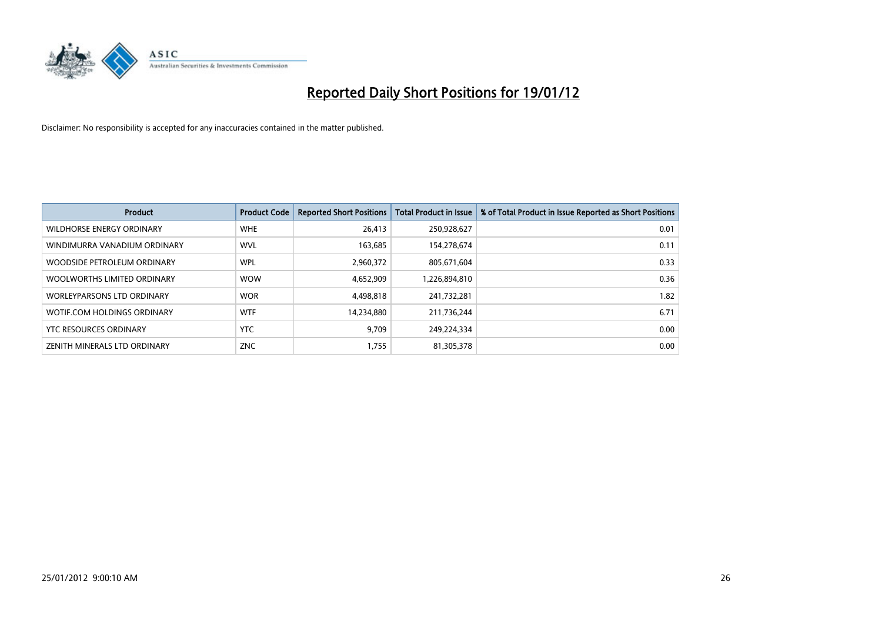# Reported Daily Short Positions for 19/01/12

Disclaimer: No responsibility is accepted for any inaccuracies contained in the matter published.

| Product | Product Code | Reported Short Positions | Total Product in Issue | % of Total Product in Issue Reported as Short Positions |
|---|---|---|---|---|
| WILDHORSE ENERGY ORDINARY | WHE | 26,413 | 250,928,627 | 0.01 |
| WINDIMURRA VANADIUM ORDINARY | WVL | 163,685 | 154,278,674 | 0.11 |
| WOODSIDE PETROLEUM ORDINARY | WPL | 2,960,372 | 805,671,604 | 0.33 |
| WOOLWORTHS LIMITED ORDINARY | WOW | 4,652,909 | 1,226,894,810 | 0.36 |
| WORLEYPARSONS LTD ORDINARY | WOR | 4,498,818 | 241,732,281 | 1.82 |
| WOTIF.COM HOLDINGS ORDINARY | WTF | 14,234,880 | 211,736,244 | 6.71 |
| YTC RESOURCES ORDINARY | YTC | 9,709 | 249,224,334 | 0.00 |
| ZENITH MINERALS LTD ORDINARY | ZNC | 1,755 | 81,305,378 | 0.00 |